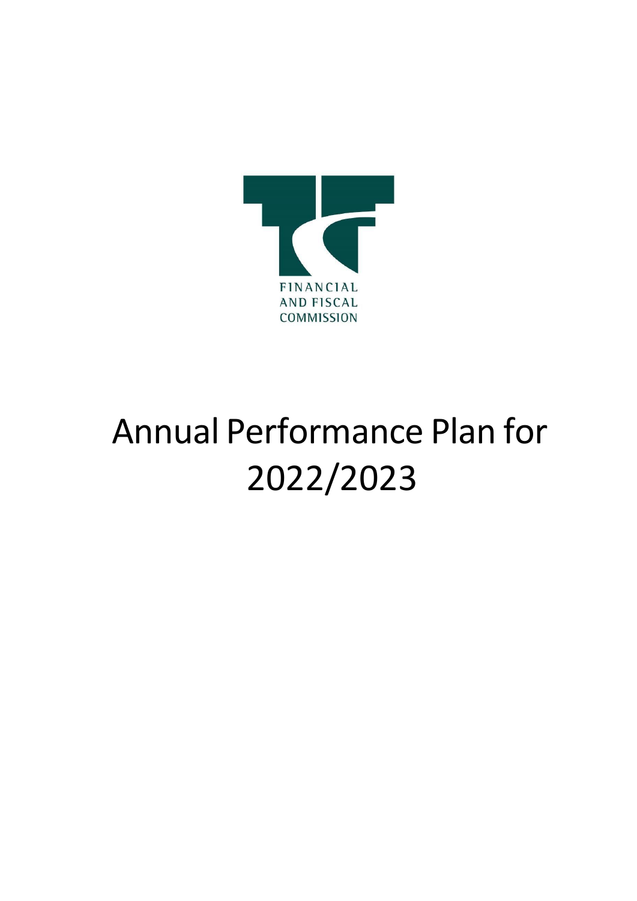FINANCIAL AND FISCAL COMMISSION

# Annual Performance Plan for 2022/2023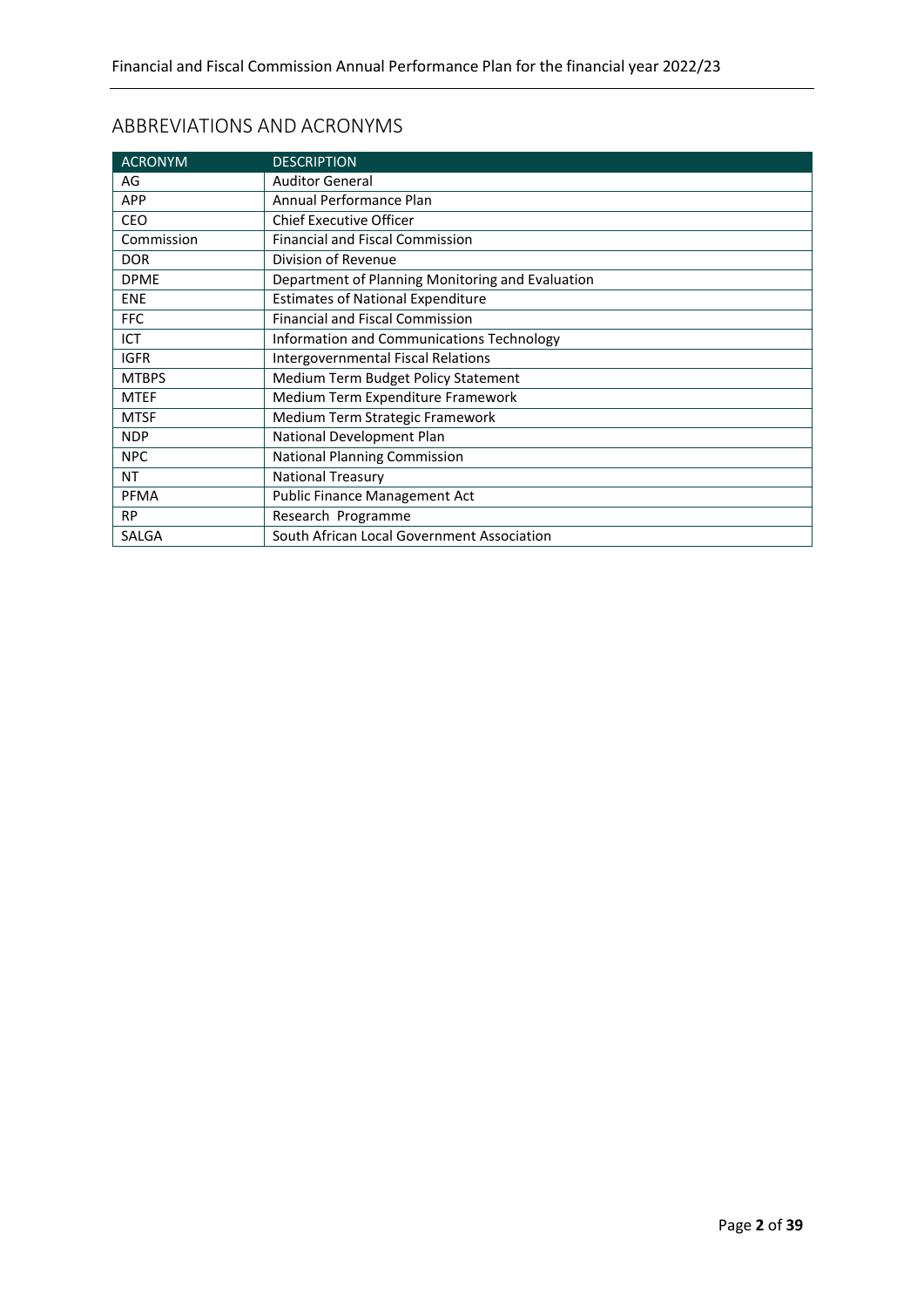## ABBREVIATIONS AND ACRONYMS

| ACRONYM | DESCRIPTION |
| --- | --- |
| AG | Auditor General |
| APP | Annual Performance Plan |
| CEO | Chief Executive Officer |
| Commission | Financial and Fiscal Commission |
| DOR | Division of Revenue |
| DPME | Department of Planning Monitoring and Evaluation |
| ENE | Estimates of National Expenditure |
| FFC | Financial and Fiscal Commission |
| ICT | Information and Communications Technology |
| IGFR | Intergovernmental Fiscal Relations |
| MTBPS | Medium Term Budget Policy Statement |
| MTEF | Medium Term Expenditure Framework |
| MTSF | Medium Term Strategic Framework |
| NDP | National Development Plan |
| NPC | National Planning Commission |
| NT | National Treasury |
| PFMA | Public Finance Management Act |
| RP | Research Programme |
| SALGA | South African Local Government Association |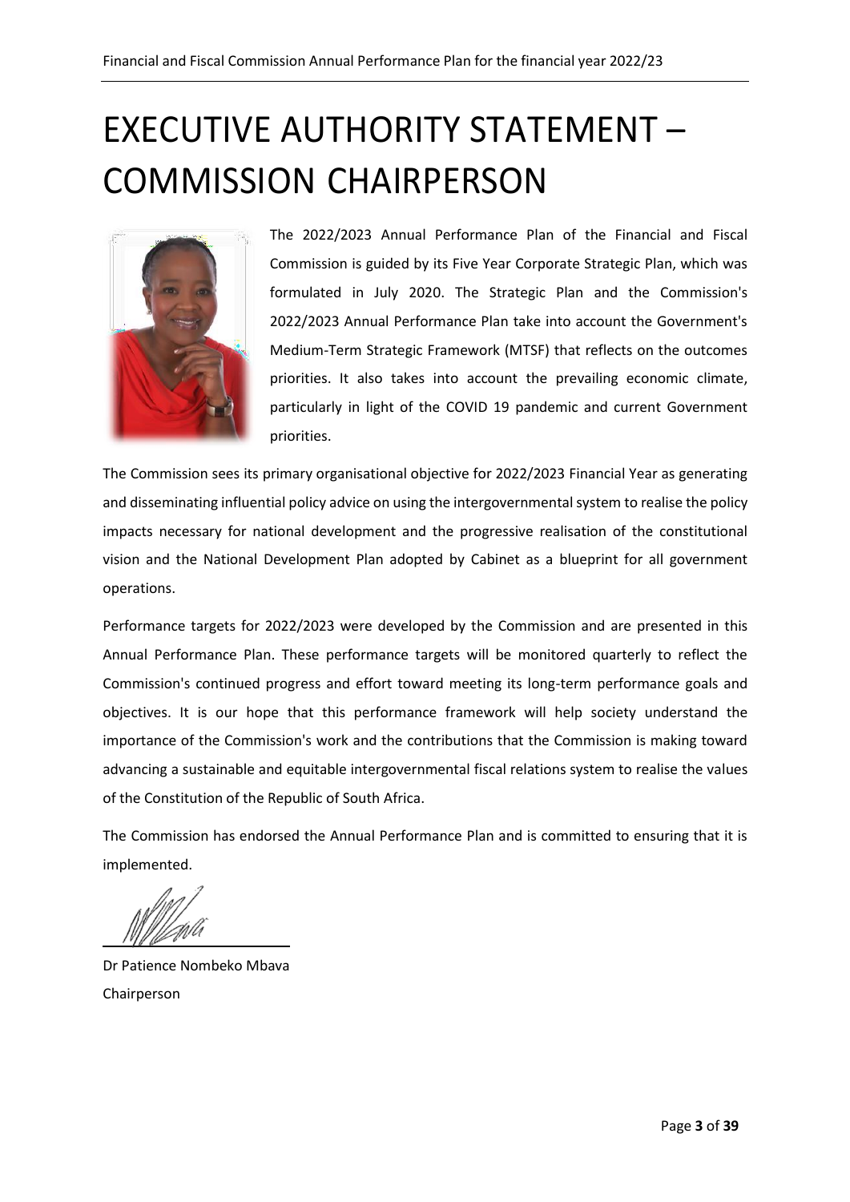# EXECUTIVE AUTHORITY STATEMENT – COMMISSION CHAIRPERSON

The 2022/2023 Annual Performance Plan of the Financial and Fiscal Commission is guided by its Five Year Corporate Strategic Plan, which was formulated in July 2020. The Strategic Plan and the Commission's 2022/2023 Annual Performance Plan take into account the Government's Medium-Term Strategic Framework (MTSF) that reflects on the outcomes priorities. It also takes into account the prevailing economic climate, particularly in light of the COVID 19 pandemic and current Government priorities.

The Commission sees its primary organisational objective for 2022/2023 Financial Year as generating and disseminating influential policy advice on using the intergovernmental system to realise the policy impacts necessary for national development and the progressive realisation of the constitutional vision and the National Development Plan adopted by Cabinet as a blueprint for all government operations.

Performance targets for 2022/2023 were developed by the Commission and are presented in this Annual Performance Plan. These performance targets will be monitored quarterly to reflect the Commission's continued progress and effort toward meeting its long-term performance goals and objectives. It is our hope that this performance framework will help society understand the importance of the Commission's work and the contributions that the Commission is making toward advancing a sustainable and equitable intergovernmental fiscal relations system to realise the values of the Constitution of the Republic of South Africa.

The Commission has endorsed the Annual Performance Plan and is committed to ensuring that it is implemented.

Dr Patience Nombeko Mbava
Chairperson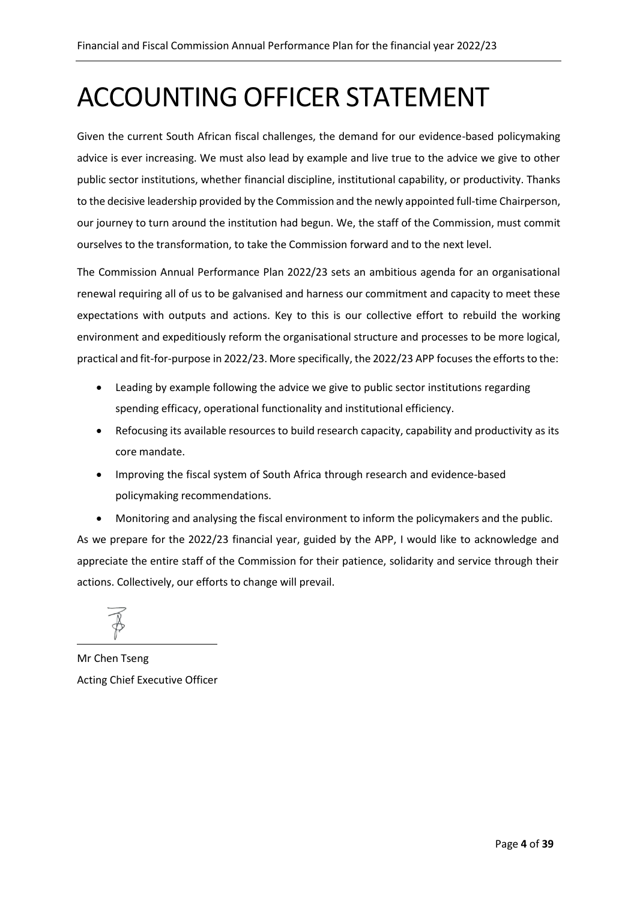# ACCOUNTING OFFICER STATEMENT

Given the current South African fiscal challenges, the demand for our evidence-based policymaking advice is ever increasing. We must also lead by example and live true to the advice we give to other public sector institutions, whether financial discipline, institutional capability, or productivity. Thanks to the decisive leadership provided by the Commission and the newly appointed full-time Chairperson, our journey to turn around the institution had begun. We, the staff of the Commission, must commit ourselves to the transformation, to take the Commission forward and to the next level.

The Commission Annual Performance Plan 2022/23 sets an ambitious agenda for an organisational renewal requiring all of us to be galvanised and harness our commitment and capacity to meet these expectations with outputs and actions. Key to this is our collective effort to rebuild the working environment and expeditiously reform the organisational structure and processes to be more logical, practical and fit-for-purpose in 2022/23. More specifically, the 2022/23 APP focuses the efforts to the:

- Leading by example following the advice we give to public sector institutions regarding spending efficacy, operational functionality and institutional efficiency.
- Refocusing its available resources to build research capacity, capability and productivity as its core mandate.
- Improving the fiscal system of South Africa through research and evidence-based policymaking recommendations.
- Monitoring and analysing the fiscal environment to inform the policymakers and the public.

As we prepare for the 2022/23 financial year, guided by the APP, I would like to acknowledge and appreciate the entire staff of the Commission for their patience, solidarity and service through their actions. Collectively, our efforts to change will prevail.

Mr Chen Tseng
Acting Chief Executive Officer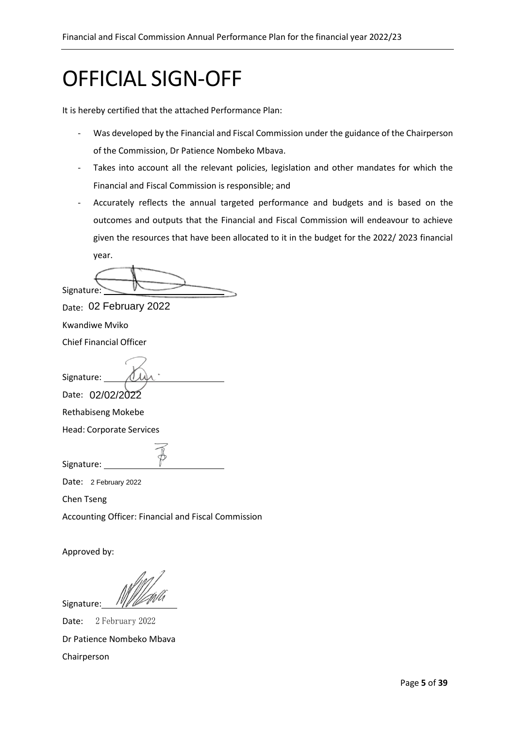# OFFICIAL SIGN-OFF

It is hereby certified that the attached Performance Plan:

- Was developed by the Financial and Fiscal Commission under the guidance of the Chairperson of the Commission, Dr Patience Nombeko Mbava.
- Takes into account all the relevant policies, legislation and other mandates for which the Financial and Fiscal Commission is responsible; and
- Accurately reflects the annual targeted performance and budgets and is based on the outcomes and outputs that the Financial and Fiscal Commission will endeavour to achieve given the resources that have been allocated to it in the budget for the 2022/ 2023 financial year.

Signature: ______________________

Date: 02 February 2022

Kwandiwe Mviko

Chief Financial Officer

Signature: ______________________

Date: 02/02/2022

Rethabiseng Mokebe

Head: Corporate Services

Signature: ______________________

Date: 2 February 2022

Chen Tseng

Accounting Officer: Financial and Fiscal Commission

Approved by:

Signature: ______________________

Date: 2 February 2022

Dr Patience Nombeko Mbava

Chairperson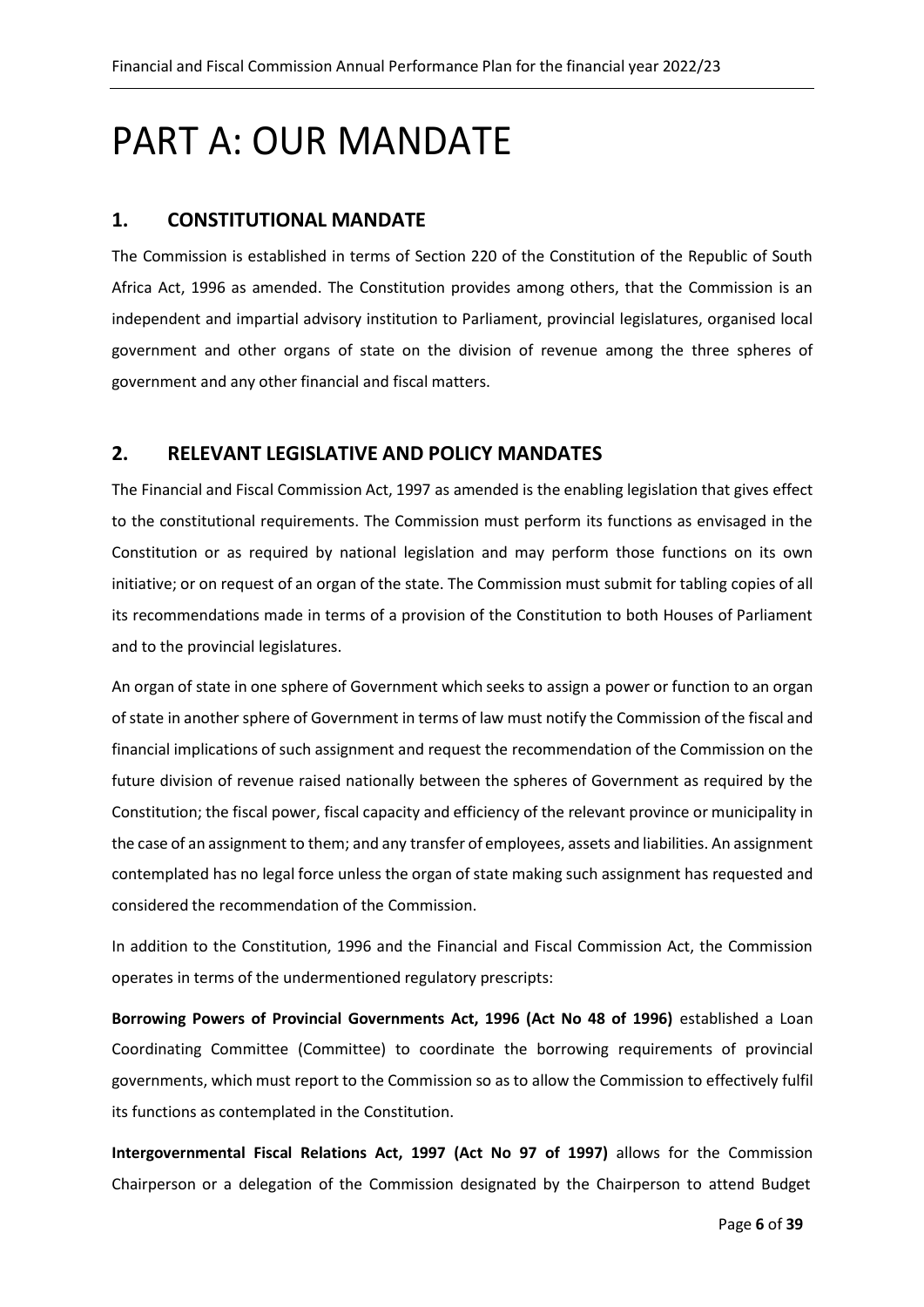# PART A: OUR MANDATE

## 1. CONSTITUTIONAL MANDATE

The Commission is established in terms of Section 220 of the Constitution of the Republic of South Africa Act, 1996 as amended. The Constitution provides among others, that the Commission is an independent and impartial advisory institution to Parliament, provincial legislatures, organised local government and other organs of state on the division of revenue among the three spheres of government and any other financial and fiscal matters.

## 2. RELEVANT LEGISLATIVE AND POLICY MANDATES

The Financial and Fiscal Commission Act, 1997 as amended is the enabling legislation that gives effect to the constitutional requirements. The Commission must perform its functions as envisaged in the Constitution or as required by national legislation and may perform those functions on its own initiative; or on request of an organ of the state. The Commission must submit for tabling copies of all its recommendations made in terms of a provision of the Constitution to both Houses of Parliament and to the provincial legislatures.

An organ of state in one sphere of Government which seeks to assign a power or function to an organ of state in another sphere of Government in terms of law must notify the Commission of the fiscal and financial implications of such assignment and request the recommendation of the Commission on the future division of revenue raised nationally between the spheres of Government as required by the Constitution; the fiscal power, fiscal capacity and efficiency of the relevant province or municipality in the case of an assignment to them; and any transfer of employees, assets and liabilities. An assignment contemplated has no legal force unless the organ of state making such assignment has requested and considered the recommendation of the Commission.

In addition to the Constitution, 1996 and the Financial and Fiscal Commission Act, the Commission operates in terms of the undermentioned regulatory prescripts:

**Borrowing Powers of Provincial Governments Act, 1996 (Act No 48 of 1996)** established a Loan Coordinating Committee (Committee) to coordinate the borrowing requirements of provincial governments, which must report to the Commission so as to allow the Commission to effectively fulfil its functions as contemplated in the Constitution.

**Intergovernmental Fiscal Relations Act, 1997 (Act No 97 of 1997)** allows for the Commission Chairperson or a delegation of the Commission designated by the Chairperson to attend Budget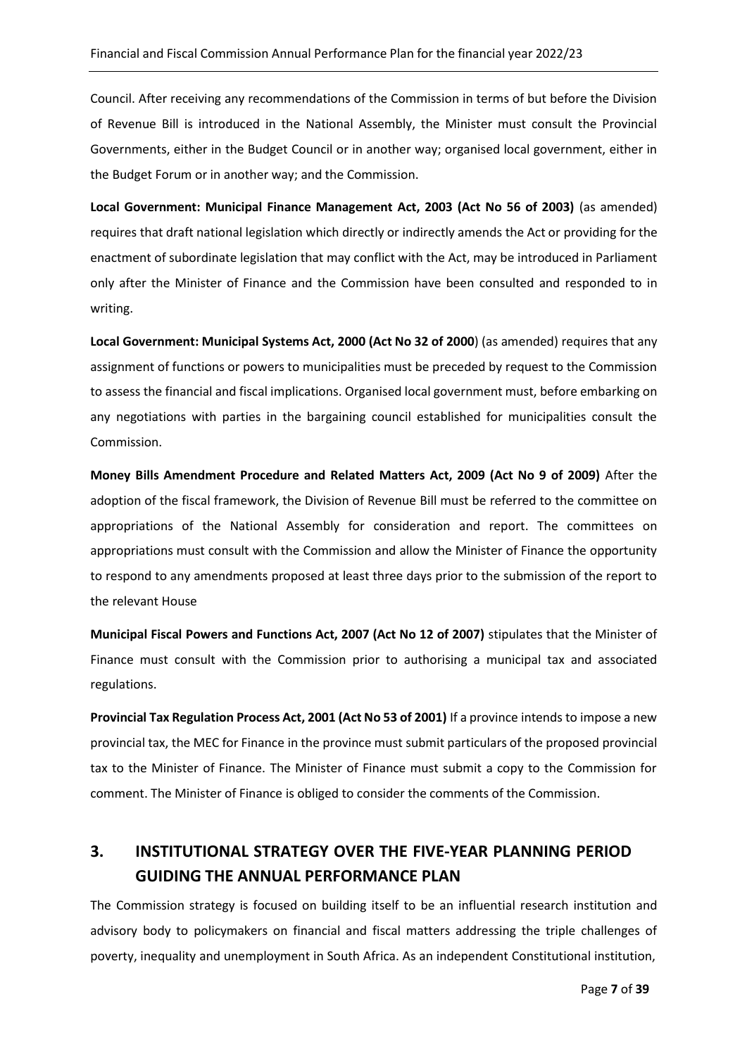Council. After receiving any recommendations of the Commission in terms of but before the Division of Revenue Bill is introduced in the National Assembly, the Minister must consult the Provincial Governments, either in the Budget Council or in another way; organised local government, either in the Budget Forum or in another way; and the Commission.

**Local Government: Municipal Finance Management Act, 2003 (Act No 56 of 2003)** (as amended) requires that draft national legislation which directly or indirectly amends the Act or providing for the enactment of subordinate legislation that may conflict with the Act, may be introduced in Parliament only after the Minister of Finance and the Commission have been consulted and responded to in writing.

**Local Government: Municipal Systems Act, 2000 (Act No 32 of 2000**) (as amended) requires that any assignment of functions or powers to municipalities must be preceded by request to the Commission to assess the financial and fiscal implications. Organised local government must, before embarking on any negotiations with parties in the bargaining council established for municipalities consult the Commission.

**Money Bills Amendment Procedure and Related Matters Act, 2009 (Act No 9 of 2009)** After the adoption of the fiscal framework, the Division of Revenue Bill must be referred to the committee on appropriations of the National Assembly for consideration and report. The committees on appropriations must consult with the Commission and allow the Minister of Finance the opportunity to respond to any amendments proposed at least three days prior to the submission of the report to the relevant House

**Municipal Fiscal Powers and Functions Act, 2007 (Act No 12 of 2007)** stipulates that the Minister of Finance must consult with the Commission prior to authorising a municipal tax and associated regulations.

**Provincial Tax Regulation Process Act, 2001 (Act No 53 of 2001)** If a province intends to impose a new provincial tax, the MEC for Finance in the province must submit particulars of the proposed provincial tax to the Minister of Finance. The Minister of Finance must submit a copy to the Commission for comment. The Minister of Finance is obliged to consider the comments of the Commission.

## 3. INSTITUTIONAL STRATEGY OVER THE FIVE-YEAR PLANNING PERIOD GUIDING THE ANNUAL PERFORMANCE PLAN

The Commission strategy is focused on building itself to be an influential research institution and advisory body to policymakers on financial and fiscal matters addressing the triple challenges of poverty, inequality and unemployment in South Africa. As an independent Constitutional institution,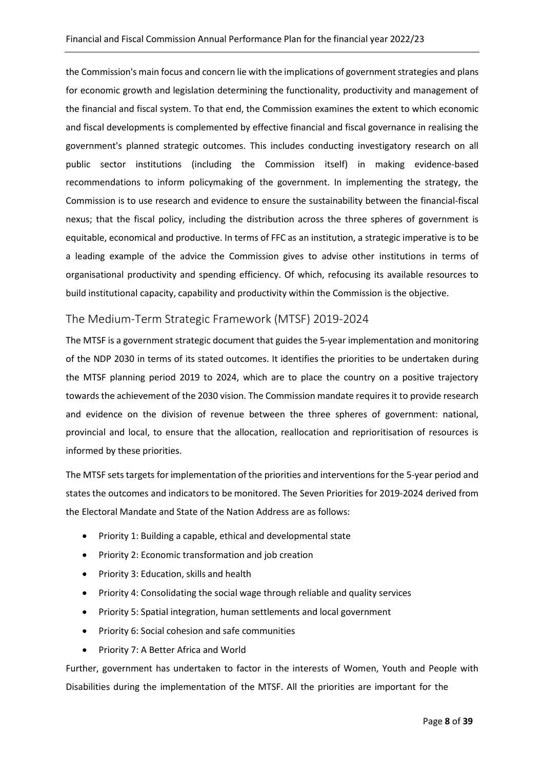the Commission's main focus and concern lie with the implications of government strategies and plans for economic growth and legislation determining the functionality, productivity and management of the financial and fiscal system. To that end, the Commission examines the extent to which economic and fiscal developments is complemented by effective financial and fiscal governance in realising the government's planned strategic outcomes. This includes conducting investigatory research on all public sector institutions (including the Commission itself) in making evidence-based recommendations to inform policymaking of the government. In implementing the strategy, the Commission is to use research and evidence to ensure the sustainability between the financial-fiscal nexus; that the fiscal policy, including the distribution across the three spheres of government is equitable, economical and productive. In terms of FFC as an institution, a strategic imperative is to be a leading example of the advice the Commission gives to advise other institutions in terms of organisational productivity and spending efficiency. Of which, refocusing its available resources to build institutional capacity, capability and productivity within the Commission is the objective.

## The Medium-Term Strategic Framework (MTSF) 2019-2024

The MTSF is a government strategic document that guides the 5-year implementation and monitoring of the NDP 2030 in terms of its stated outcomes. It identifies the priorities to be undertaken during the MTSF planning period 2019 to 2024, which are to place the country on a positive trajectory towards the achievement of the 2030 vision. The Commission mandate requires it to provide research and evidence on the division of revenue between the three spheres of government: national, provincial and local, to ensure that the allocation, reallocation and reprioritisation of resources is informed by these priorities.

The MTSF sets targets for implementation of the priorities and interventions for the 5-year period and states the outcomes and indicators to be monitored. The Seven Priorities for 2019-2024 derived from the Electoral Mandate and State of the Nation Address are as follows:

- Priority 1: Building a capable, ethical and developmental state
- Priority 2: Economic transformation and job creation
- Priority 3: Education, skills and health
- Priority 4: Consolidating the social wage through reliable and quality services
- Priority 5: Spatial integration, human settlements and local government
- Priority 6: Social cohesion and safe communities
- Priority 7: A Better Africa and World

Further, government has undertaken to factor in the interests of Women, Youth and People with Disabilities during the implementation of the MTSF. All the priorities are important for the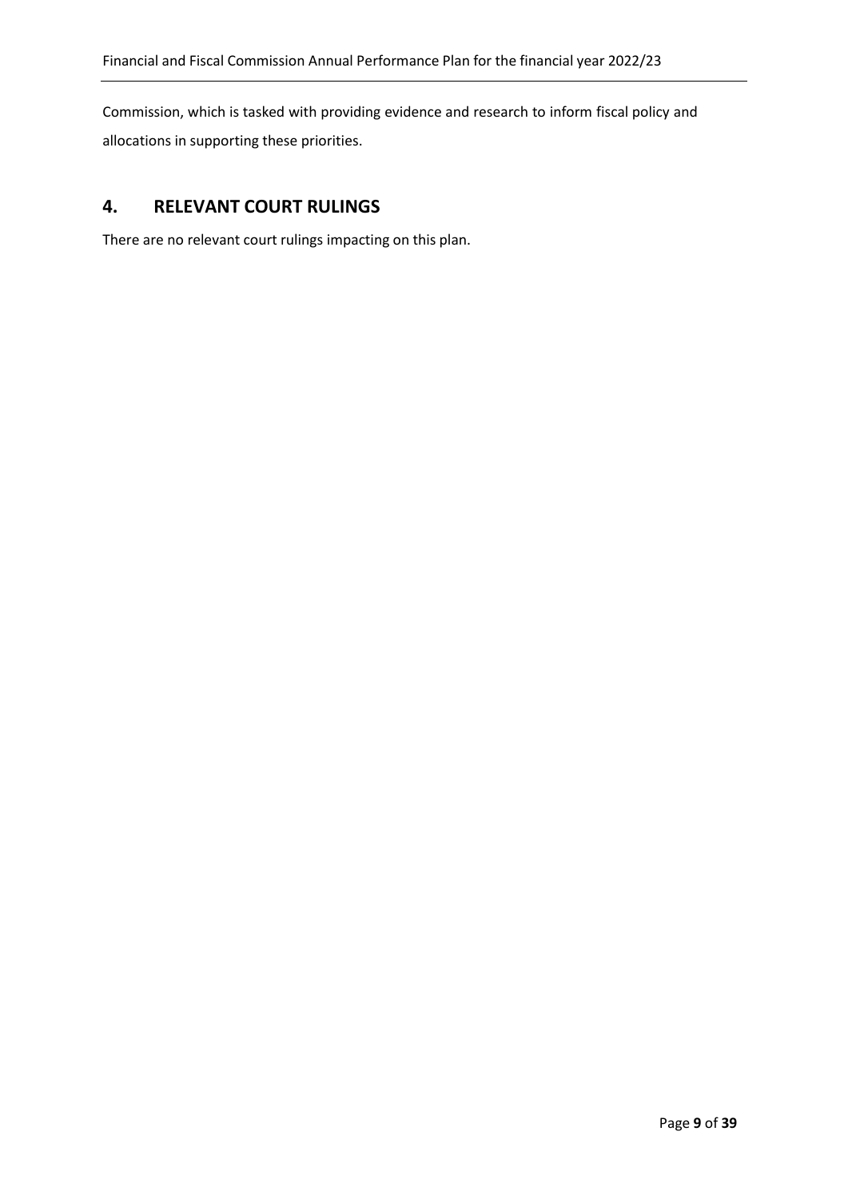Commission, which is tasked with providing evidence and research to inform fiscal policy and allocations in supporting these priorities.

## 4. RELEVANT COURT RULINGS

There are no relevant court rulings impacting on this plan.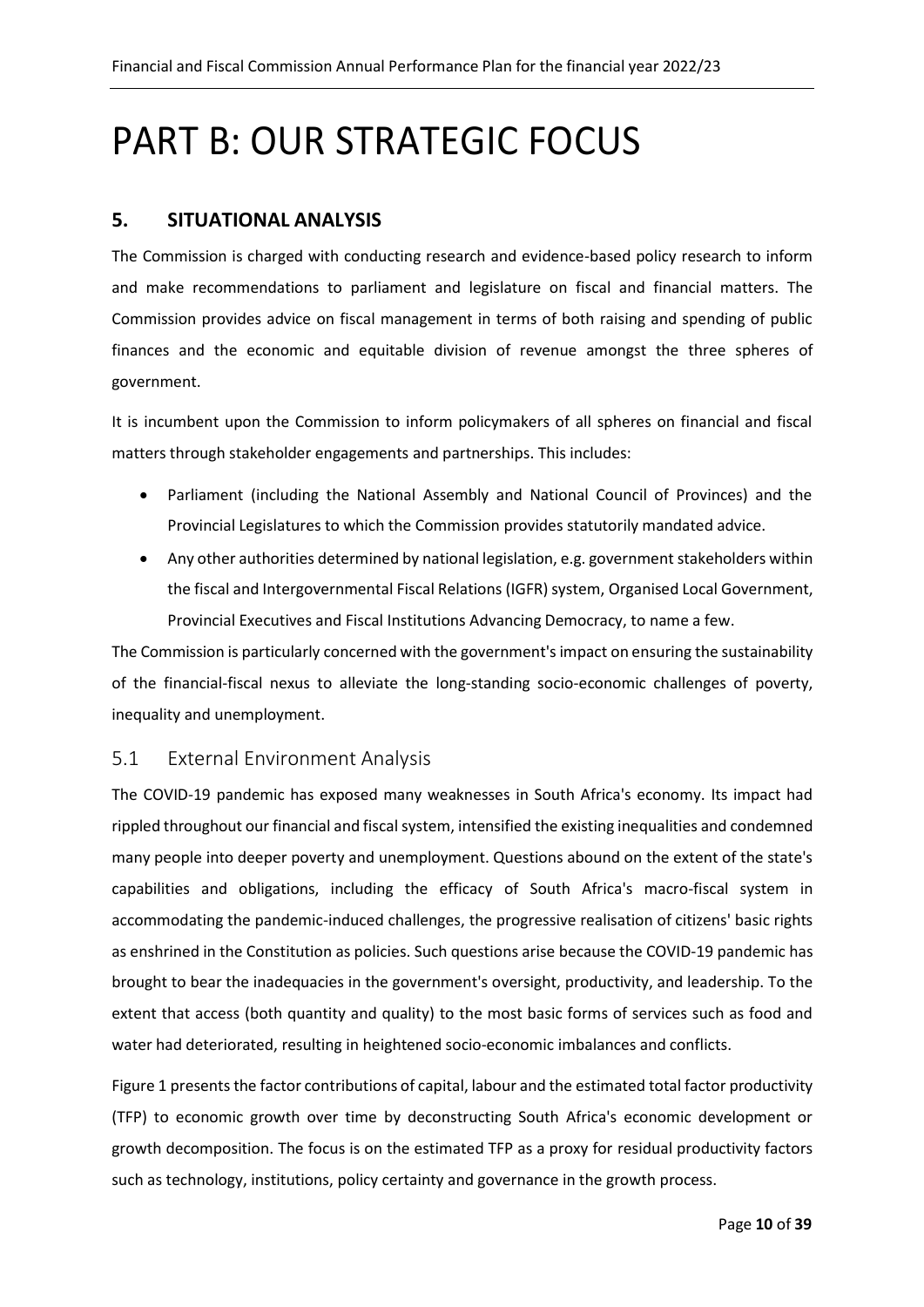# PART B: OUR STRATEGIC FOCUS

## 5. SITUATIONAL ANALYSIS

The Commission is charged with conducting research and evidence-based policy research to inform and make recommendations to parliament and legislature on fiscal and financial matters. The Commission provides advice on fiscal management in terms of both raising and spending of public finances and the economic and equitable division of revenue amongst the three spheres of government.

It is incumbent upon the Commission to inform policymakers of all spheres on financial and fiscal matters through stakeholder engagements and partnerships. This includes:

- Parliament (including the National Assembly and National Council of Provinces) and the Provincial Legislatures to which the Commission provides statutorily mandated advice.
- Any other authorities determined by national legislation, e.g. government stakeholders within the fiscal and Intergovernmental Fiscal Relations (IGFR) system, Organised Local Government, Provincial Executives and Fiscal Institutions Advancing Democracy, to name a few.

The Commission is particularly concerned with the government's impact on ensuring the sustainability of the financial-fiscal nexus to alleviate the long-standing socio-economic challenges of poverty, inequality and unemployment.

### 5.1 External Environment Analysis

The COVID-19 pandemic has exposed many weaknesses in South Africa's economy. Its impact had rippled throughout our financial and fiscal system, intensified the existing inequalities and condemned many people into deeper poverty and unemployment. Questions abound on the extent of the state's capabilities and obligations, including the efficacy of South Africa's macro-fiscal system in accommodating the pandemic-induced challenges, the progressive realisation of citizens' basic rights as enshrined in the Constitution as policies. Such questions arise because the COVID-19 pandemic has brought to bear the inadequacies in the government's oversight, productivity, and leadership. To the extent that access (both quantity and quality) to the most basic forms of services such as food and water had deteriorated, resulting in heightened socio-economic imbalances and conflicts.

Figure 1 presents the factor contributions of capital, labour and the estimated total factor productivity (TFP) to economic growth over time by deconstructing South Africa's economic development or growth decomposition. The focus is on the estimated TFP as a proxy for residual productivity factors such as technology, institutions, policy certainty and governance in the growth process.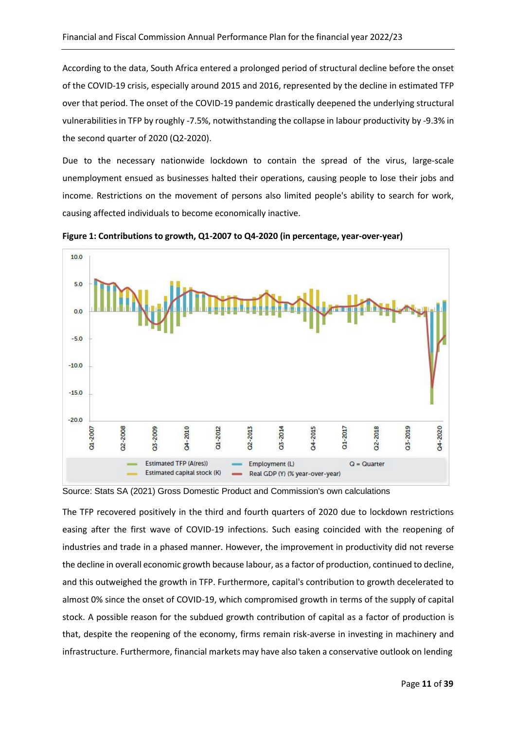According to the data, South Africa entered a prolonged period of structural decline before the onset of the COVID-19 crisis, especially around 2015 and 2016, represented by the decline in estimated TFP over that period. The onset of the COVID-19 pandemic drastically deepened the underlying structural vulnerabilities in TFP by roughly -7.5%, notwithstanding the collapse in labour productivity by -9.3% in the second quarter of 2020 (Q2-2020).

Due to the necessary nationwide lockdown to contain the spread of the virus, large-scale unemployment ensued as businesses halted their operations, causing people to lose their jobs and income. Restrictions on the movement of persons also limited people's ability to search for work, causing affected individuals to become economically inactive.

**Figure 1: Contributions to growth, Q1-2007 to Q4-2020 (in percentage, year-over-year)**

Source: Stats SA (2021) Gross Domestic Product and Commission's own calculations

The TFP recovered positively in the third and fourth quarters of 2020 due to lockdown restrictions easing after the first wave of COVID-19 infections. Such easing coincided with the reopening of industries and trade in a phased manner. However, the improvement in productivity did not reverse the decline in overall economic growth because labour, as a factor of production, continued to decline, and this outweighed the growth in TFP. Furthermore, capital's contribution to growth decelerated to almost 0% since the onset of COVID-19, which compromised growth in terms of the supply of capital stock. A possible reason for the subdued growth contribution of capital as a factor of production is that, despite the reopening of the economy, firms remain risk-averse in investing in machinery and infrastructure. Furthermore, financial markets may have also taken a conservative outlook on lending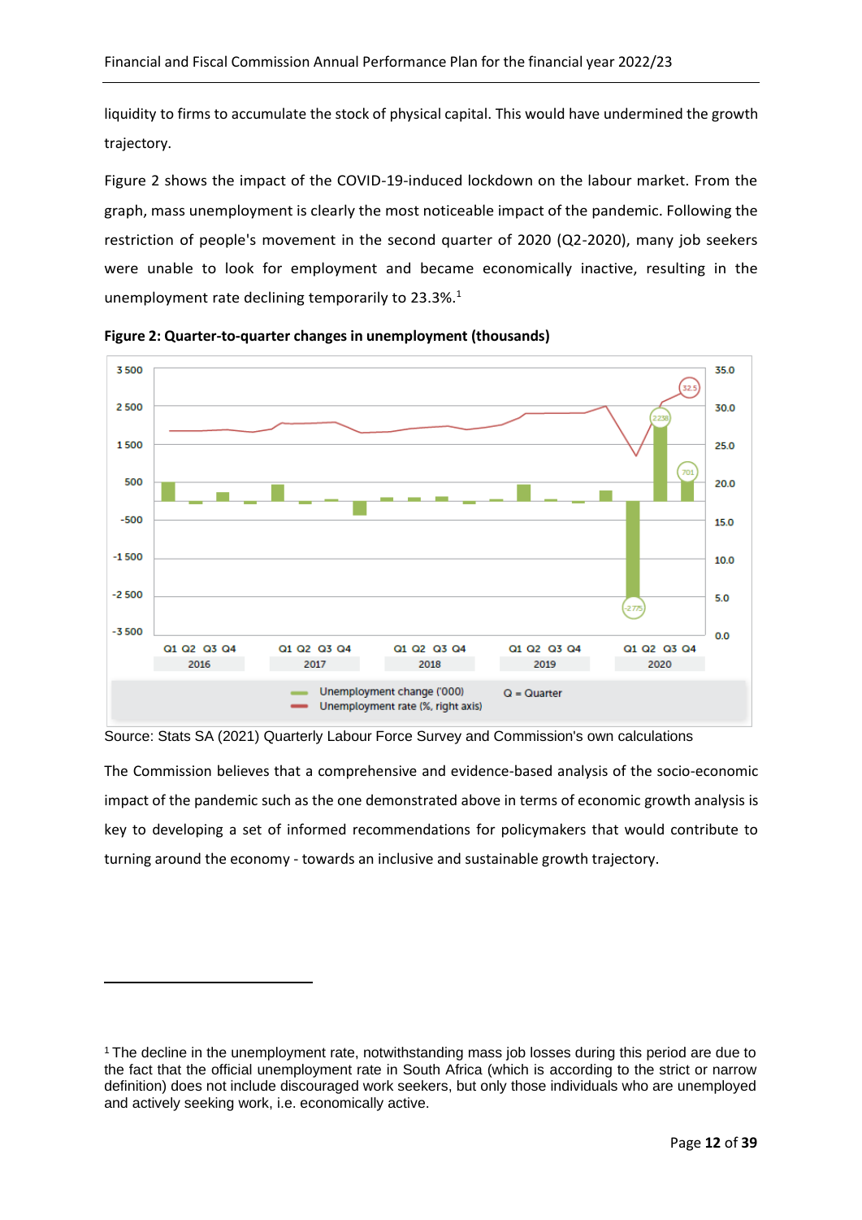liquidity to firms to accumulate the stock of physical capital. This would have undermined the growth trajectory.

Figure 2 shows the impact of the COVID-19-induced lockdown on the labour market. From the graph, mass unemployment is clearly the most noticeable impact of the pandemic. Following the restriction of people's movement in the second quarter of 2020 (Q2-2020), many job seekers were unable to look for employment and became economically inactive, resulting in the unemployment rate declining temporarily to 23.3%.[1]

**Figure 2: Quarter-to-quarter changes in unemployment (thousands)**

Source: Stats SA (2021) Quarterly Labour Force Survey and Commission's own calculations

The Commission believes that a comprehensive and evidence-based analysis of the socio-economic impact of the pandemic such as the one demonstrated above in terms of economic growth analysis is key to developing a set of informed recommendations for policymakers that would contribute to turning around the economy - towards an inclusive and sustainable growth trajectory.

---

[1] The decline in the unemployment rate, notwithstanding mass job losses during this period are due to the fact that the official unemployment rate in South Africa (which is according to the strict or narrow definition) does not include discouraged work seekers, but only those individuals who are unemployed and actively seeking work, i.e. economically active.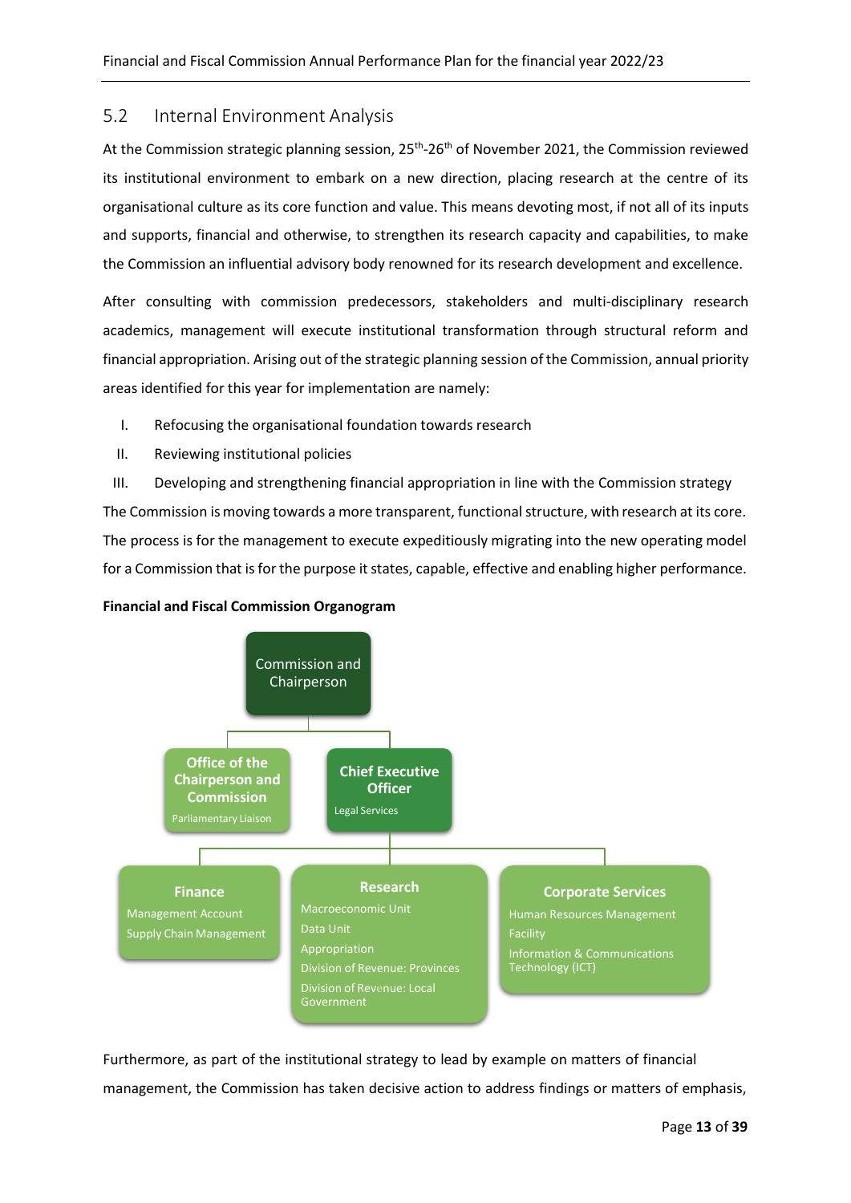## 5.2 Internal Environment Analysis

At the Commission strategic planning session, 25th-26th of November 2021, the Commission reviewed its institutional environment to embark on a new direction, placing research at the centre of its organisational culture as its core function and value. This means devoting most, if not all of its inputs and supports, financial and otherwise, to strengthen its research capacity and capabilities, to make the Commission an influential advisory body renowned for its research development and excellence.

After consulting with commission predecessors, stakeholders and multi-disciplinary research academics, management will execute institutional transformation through structural reform and financial appropriation. Arising out of the strategic planning session of the Commission, annual priority areas identified for this year for implementation are namely:

I. Refocusing the organisational foundation towards research
II. Reviewing institutional policies
III. Developing and strengthening financial appropriation in line with the Commission strategy

The Commission is moving towards a more transparent, functional structure, with research at its core. The process is for the management to execute expeditiously migrating into the new operating model for a Commission that is for the purpose it states, capable, effective and enabling higher performance.

**Financial and Fiscal Commission Organogram**

- **Commission and Chairperson**
  - **Office of the Chairperson and Commission**
    - Parliamentary Liaison
  - **Chief Executive Officer**
    - Legal Services
    - **Finance**
      - Management Account
      - Supply Chain Management
    - **Research**
      - Macroeconomic Unit
      - Data Unit
      - Appropriation
      - Division of Revenue: Provinces
      - Division of Revenue: Local Government
    - **Corporate Services**
      - Human Resources Management
      - Facility
      - Information & Communications Technology (ICT)

Furthermore, as part of the institutional strategy to lead by example on matters of financial management, the Commission has taken decisive action to address findings or matters of emphasis,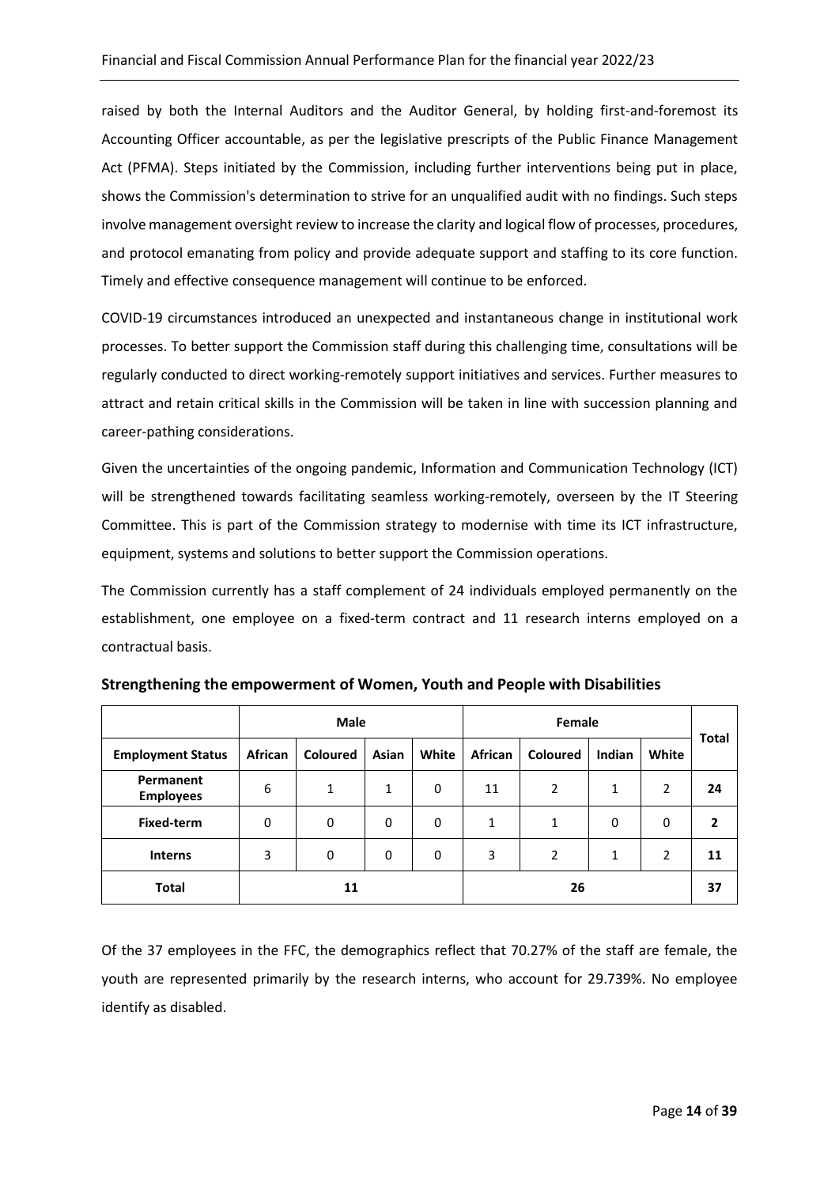raised by both the Internal Auditors and the Auditor General, by holding first-and-foremost its Accounting Officer accountable, as per the legislative prescripts of the Public Finance Management Act (PFMA). Steps initiated by the Commission, including further interventions being put in place, shows the Commission's determination to strive for an unqualified audit with no findings. Such steps involve management oversight review to increase the clarity and logical flow of processes, procedures, and protocol emanating from policy and provide adequate support and staffing to its core function. Timely and effective consequence management will continue to be enforced.

COVID-19 circumstances introduced an unexpected and instantaneous change in institutional work processes. To better support the Commission staff during this challenging time, consultations will be regularly conducted to direct working-remotely support initiatives and services. Further measures to attract and retain critical skills in the Commission will be taken in line with succession planning and career-pathing considerations.

Given the uncertainties of the ongoing pandemic, Information and Communication Technology (ICT) will be strengthened towards facilitating seamless working-remotely, overseen by the IT Steering Committee. This is part of the Commission strategy to modernise with time its ICT infrastructure, equipment, systems and solutions to better support the Commission operations.

The Commission currently has a staff complement of 24 individuals employed permanently on the establishment, one employee on a fixed-term contract and 11 research interns employed on a contractual basis.

**Strengthening the empowerment of Women, Youth and People with Disabilities**

| | Male | | | | Female | | | | Total |
|---|---|---|---|---|---|---|---|---|---|
| **Employment Status** | **African** | **Coloured** | **Asian** | **White** | **African** | **Coloured** | **Indian** | **White** | |
| **Permanent Employees** | 6 | 1 | 1 | 0 | 11 | 2 | 1 | 2 | **24** |
| **Fixed-term** | 0 | 0 | 0 | 0 | 1 | 1 | 0 | 0 | **2** |
| **Interns** | 3 | 0 | 0 | 0 | 3 | 2 | 1 | 2 | **11** |
| **Total** | 11 | | | | 26 | | | | **37** |

Of the 37 employees in the FFC, the demographics reflect that 70.27% of the staff are female, the youth are represented primarily by the research interns, who account for 29.739%. No employee identify as disabled.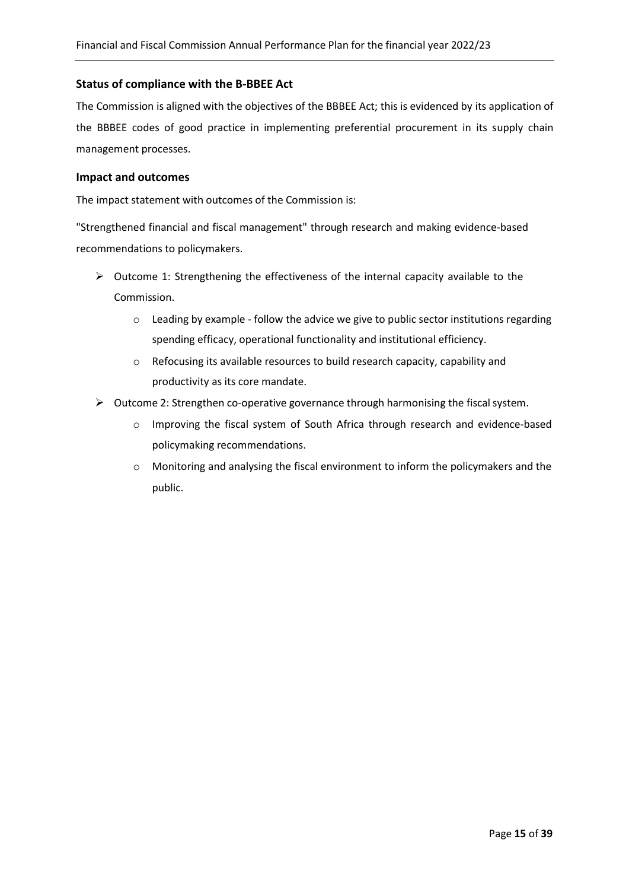## Status of compliance with the B-BBEE Act

The Commission is aligned with the objectives of the BBBEE Act; this is evidenced by its application of the BBBEE codes of good practice in implementing preferential procurement in its supply chain management processes.

## Impact and outcomes

The impact statement with outcomes of the Commission is:

"Strengthened financial and fiscal management" through research and making evidence-based recommendations to policymakers.

- Outcome 1: Strengthening the effectiveness of the internal capacity available to the Commission.
  - Leading by example - follow the advice we give to public sector institutions regarding spending efficacy, operational functionality and institutional efficiency.
  - Refocusing its available resources to build research capacity, capability and productivity as its core mandate.
- Outcome 2: Strengthen co-operative governance through harmonising the fiscal system.
  - Improving the fiscal system of South Africa through research and evidence-based policymaking recommendations.
  - Monitoring and analysing the fiscal environment to inform the policymakers and the public.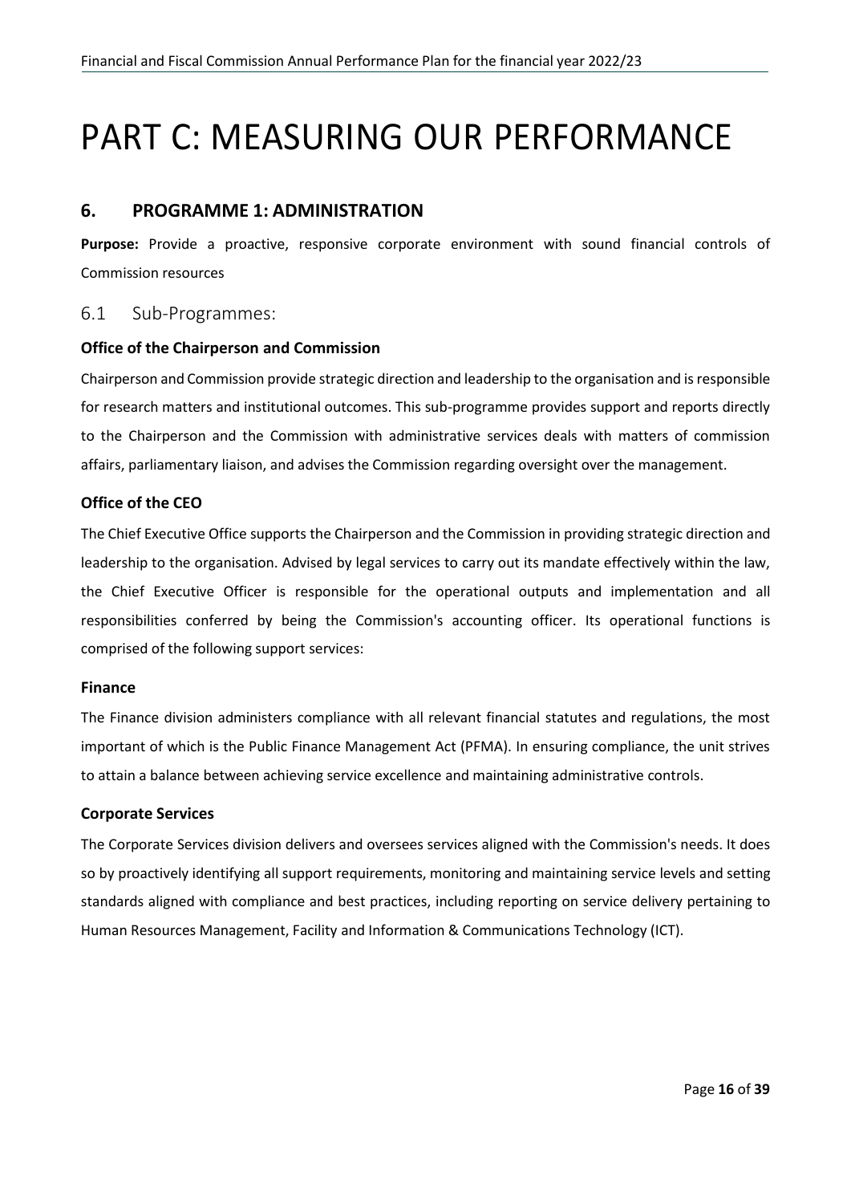# PART C: MEASURING OUR PERFORMANCE

## 6. PROGRAMME 1: ADMINISTRATION

**Purpose:** Provide a proactive, responsive corporate environment with sound financial controls of Commission resources

### 6.1 Sub-Programmes:

**Office of the Chairperson and Commission**

Chairperson and Commission provide strategic direction and leadership to the organisation and is responsible for research matters and institutional outcomes. This sub-programme provides support and reports directly to the Chairperson and the Commission with administrative services deals with matters of commission affairs, parliamentary liaison, and advises the Commission regarding oversight over the management.

**Office of the CEO**

The Chief Executive Office supports the Chairperson and the Commission in providing strategic direction and leadership to the organisation. Advised by legal services to carry out its mandate effectively within the law, the Chief Executive Officer is responsible for the operational outputs and implementation and all responsibilities conferred by being the Commission's accounting officer. Its operational functions is comprised of the following support services:

**Finance**

The Finance division administers compliance with all relevant financial statutes and regulations, the most important of which is the Public Finance Management Act (PFMA). In ensuring compliance, the unit strives to attain a balance between achieving service excellence and maintaining administrative controls.

**Corporate Services**

The Corporate Services division delivers and oversees services aligned with the Commission's needs. It does so by proactively identifying all support requirements, monitoring and maintaining service levels and setting standards aligned with compliance and best practices, including reporting on service delivery pertaining to Human Resources Management, Facility and Information & Communications Technology (ICT).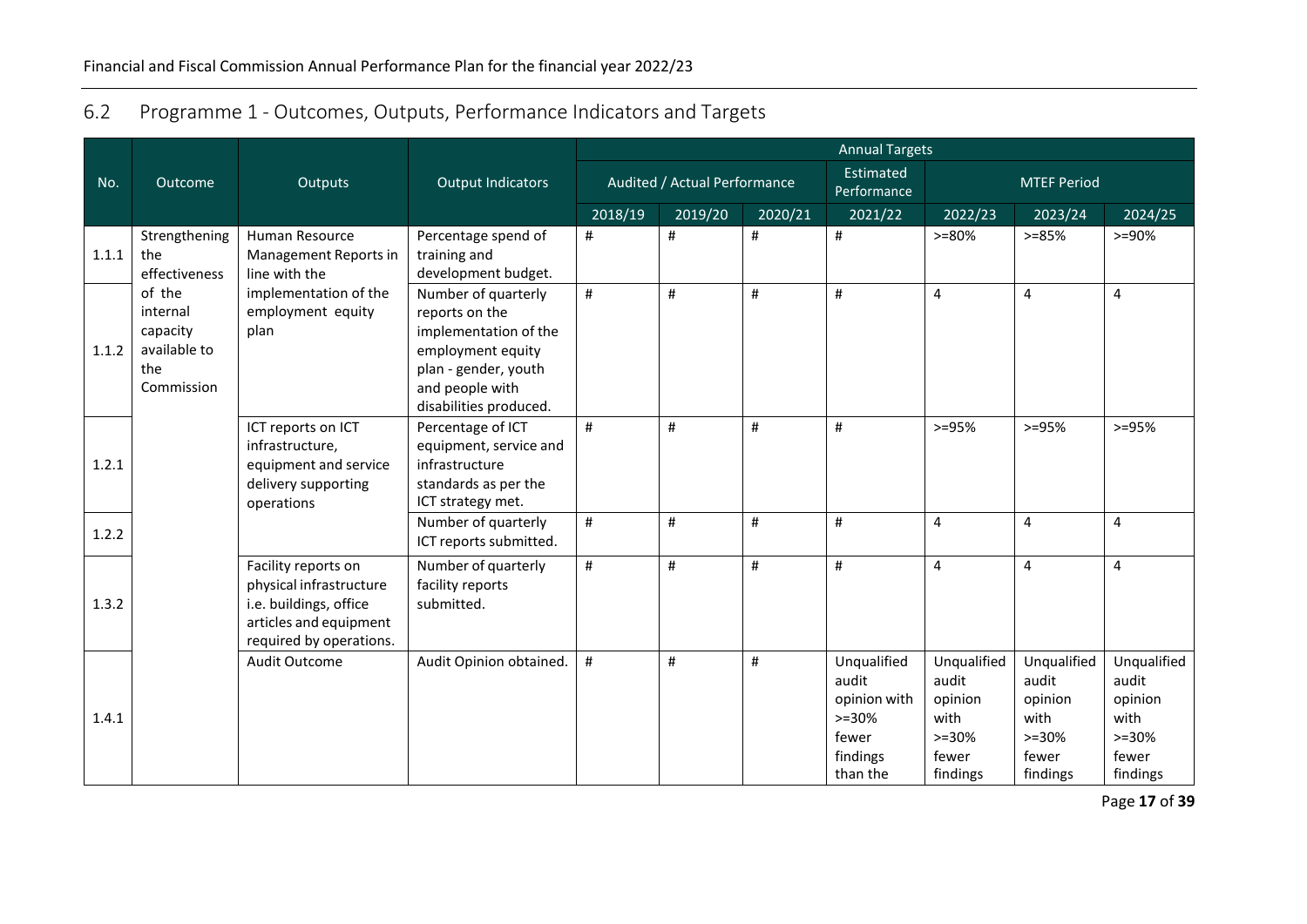## 6.2 Programme 1 - Outcomes, Outputs, Performance Indicators and Targets

| No. | Outcome | Outputs | Output Indicators | Annual Targets | | | | | | |
|---|---|---|---|---|---|---|---|---|---|---|
| | | | | Audited / Actual Performance | | | Estimated Performance | MTEF Period | | |
| | | | | 2018/19 | 2019/20 | 2020/21 | 2021/22 | 2022/23 | 2023/24 | 2024/25 |
| 1.1.1 | Strengthening the effectiveness of the internal capacity available to the Commission | Human Resource Management Reports in line with the implementation of the employment equity plan | Percentage spend of training and development budget. | # | # | # | # | >=80% | >=85% | >=90% |
| 1.1.2 | | | Number of quarterly reports on the implementation of the employment equity plan - gender, youth and people with disabilities produced. | # | # | # | # | 4 | 4 | 4 |
| 1.2.1 | | ICT reports on ICT infrastructure, equipment and service delivery supporting operations | Percentage of ICT equipment, service and infrastructure standards as per the ICT strategy met. | # | # | # | # | >=95% | >=95% | >=95% |
| 1.2.2 | | | Number of quarterly ICT reports submitted. | # | # | # | # | 4 | 4 | 4 |
| 1.3.2 | | Facility reports on physical infrastructure i.e. buildings, office articles and equipment required by operations. | Number of quarterly facility reports submitted. | # | # | # | # | 4 | 4 | 4 |
| 1.4.1 | | Audit Outcome | Audit Opinion obtained. | # | # | # | Unqualified audit opinion with >=30% fewer findings than the | Unqualified audit opinion with >=30% fewer findings | Unqualified audit opinion with >=30% fewer findings | Unqualified audit opinion with >=30% fewer findings |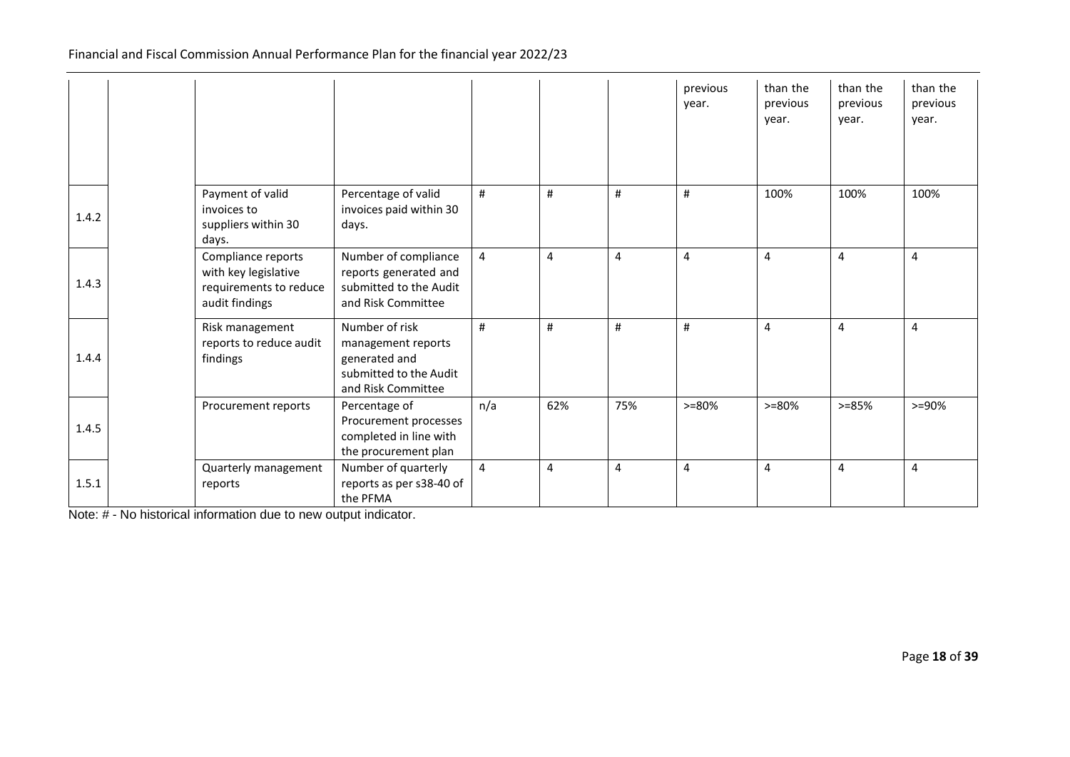| | | | | | | | | | | |
|---|---|---|---|---|---|---|---|---|---|---|
| | | | | | | | previous year. | than the previous year. | than the previous year. | than the previous year. |
| 1.4.2 | | Payment of valid invoices to suppliers within 30 days. | Percentage of valid invoices paid within 30 days. | # | # | # | # | 100% | 100% | 100% |
| 1.4.3 | | Compliance reports with key legislative requirements to reduce audit findings | Number of compliance reports generated and submitted to the Audit and Risk Committee | 4 | 4 | 4 | 4 | 4 | 4 | 4 |
| 1.4.4 | | Risk management reports to reduce audit findings | Number of risk management reports generated and submitted to the Audit and Risk Committee | # | # | # | # | 4 | 4 | 4 |
| 1.4.5 | | Procurement reports | Percentage of Procurement processes completed in line with the procurement plan | n/a | 62% | 75% | >=80% | >=80% | >=85% | >=90% |
| 1.5.1 | | Quarterly management reports | Number of quarterly reports as per s38-40 of the PFMA | 4 | 4 | 4 | 4 | 4 | 4 | 4 |

Note: # - No historical information due to new output indicator.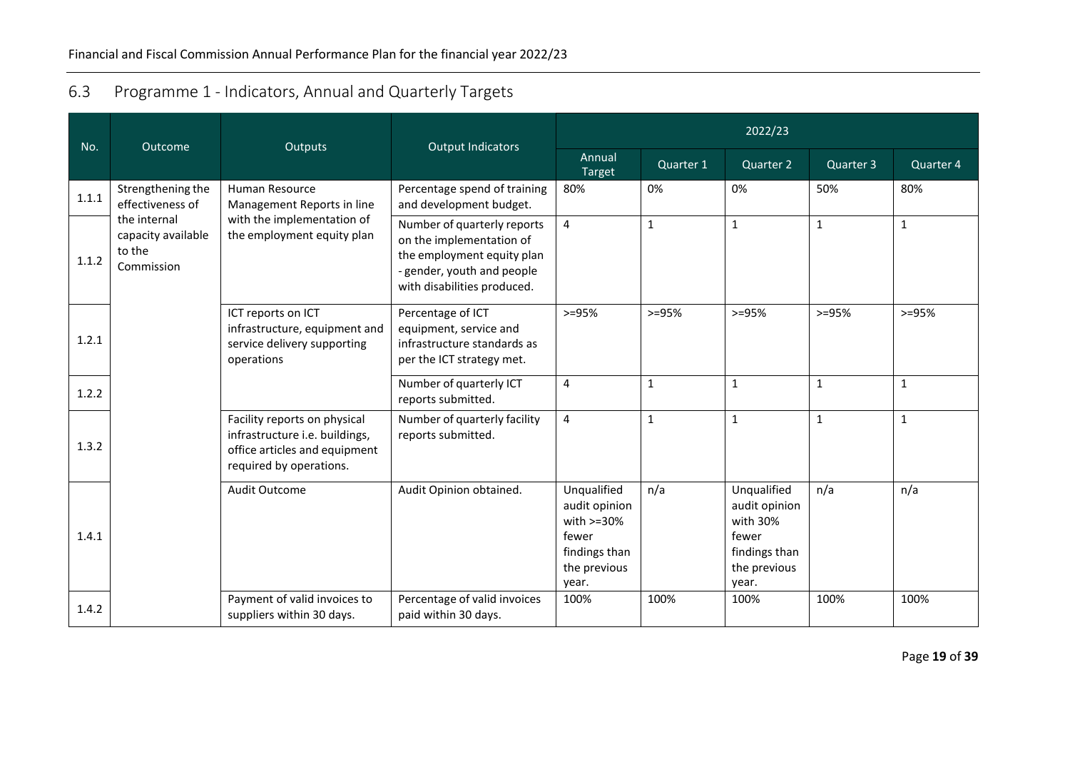## 6.3 Programme 1 - Indicators, Annual and Quarterly Targets

| No. | Outcome | Outputs | Output Indicators | 2022/23 | | | | |
|---|---|---|---|---|---|---|---|---|
| | | | | Annual Target | Quarter 1 | Quarter 2 | Quarter 3 | Quarter 4 |
| 1.1.1 | Strengthening the effectiveness of the internal capacity available to the Commission | Human Resource Management Reports in line with the implementation of the employment equity plan | Percentage spend of training and development budget. | 80% | 0% | 0% | 50% | 80% |
| 1.1.2 | | | Number of quarterly reports on the implementation of the employment equity plan - gender, youth and people with disabilities produced. | 4 | 1 | 1 | 1 | 1 |
| 1.2.1 | | ICT reports on ICT infrastructure, equipment and service delivery supporting operations | Percentage of ICT equipment, service and infrastructure standards as per the ICT strategy met. | >=95% | >=95% | >=95% | >=95% | >=95% |
| 1.2.2 | | | Number of quarterly ICT reports submitted. | 4 | 1 | 1 | 1 | 1 |
| 1.3.2 | | Facility reports on physical infrastructure i.e. buildings, office articles and equipment required by operations. | Number of quarterly facility reports submitted. | 4 | 1 | 1 | 1 | 1 |
| 1.4.1 | | Audit Outcome | Audit Opinion obtained. | Unqualified audit opinion with >=30% fewer findings than the previous year. | n/a | Unqualified audit opinion with 30% fewer findings than the previous year. | n/a | n/a |
| 1.4.2 | | Payment of valid invoices to suppliers within 30 days. | Percentage of valid invoices paid within 30 days. | 100% | 100% | 100% | 100% | 100% |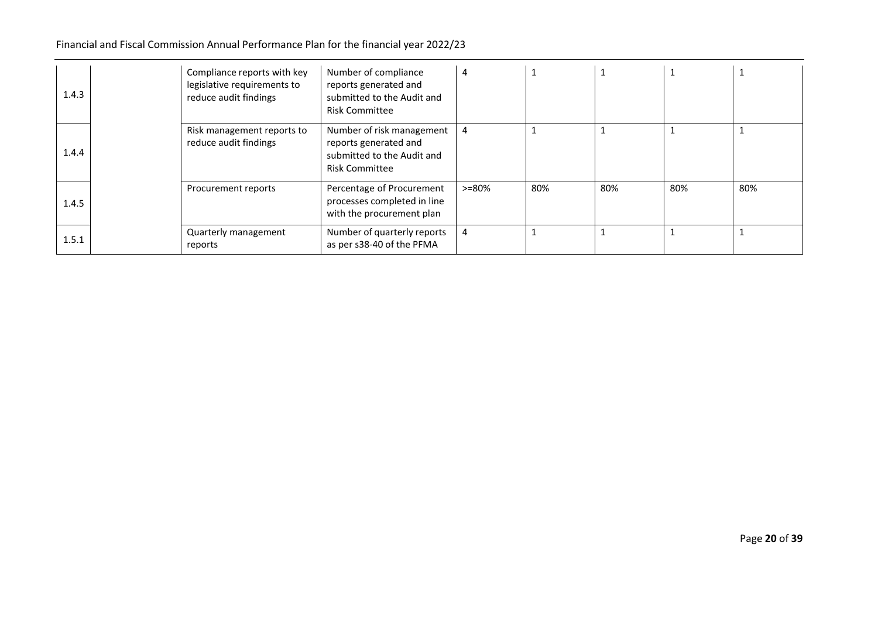| | | | | | | | | |
|---|---|---|---|---|---|---|---|---|
| 1.4.3 | | Compliance reports with key legislative requirements to reduce audit findings | Number of compliance reports generated and submitted to the Audit and Risk Committee | 4 | 1 | 1 | 1 | 1 |
| 1.4.4 | | Risk management reports to reduce audit findings | Number of risk management reports generated and submitted to the Audit and Risk Committee | 4 | 1 | 1 | 1 | 1 |
| 1.4.5 | | Procurement reports | Percentage of Procurement processes completed in line with the procurement plan | >=80% | 80% | 80% | 80% | 80% |
| 1.5.1 | | Quarterly management reports | Number of quarterly reports as per s38-40 of the PFMA | 4 | 1 | 1 | 1 | 1 |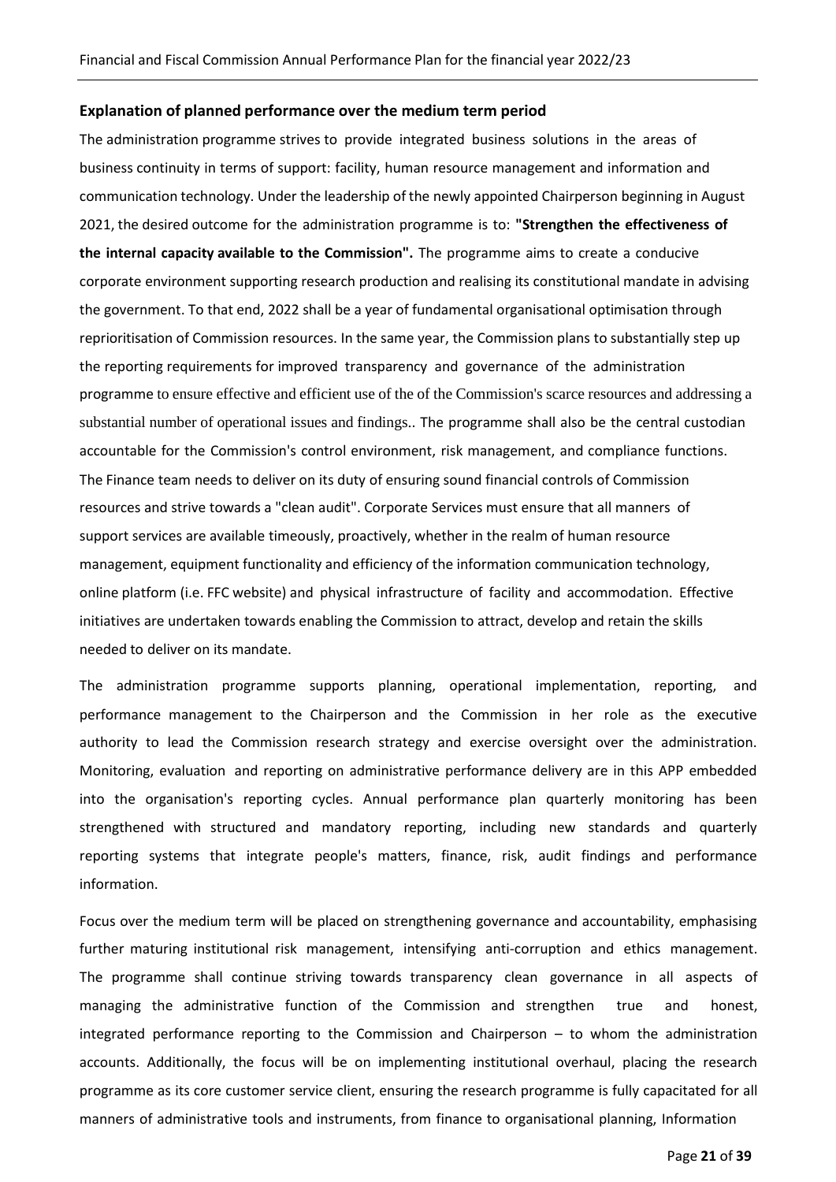### Explanation of planned performance over the medium term period

The administration programme strives to provide integrated business solutions in the areas of business continuity in terms of support: facility, human resource management and information and communication technology. Under the leadership of the newly appointed Chairperson beginning in August 2021, the desired outcome for the administration programme is to: **"Strengthen the effectiveness of the internal capacity available to the Commission".** The programme aims to create a conducive corporate environment supporting research production and realising its constitutional mandate in advising the government. To that end, 2022 shall be a year of fundamental organisational optimisation through reprioritisation of Commission resources. In the same year, the Commission plans to substantially step up the reporting requirements for improved transparency and governance of the administration programme to ensure effective and efficient use of the of the Commission's scarce resources and addressing a substantial number of operational issues and findings.. The programme shall also be the central custodian accountable for the Commission's control environment, risk management, and compliance functions. The Finance team needs to deliver on its duty of ensuring sound financial controls of Commission resources and strive towards a "clean audit". Corporate Services must ensure that all manners of support services are available timeously, proactively, whether in the realm of human resource management, equipment functionality and efficiency of the information communication technology, online platform (i.e. FFC website) and physical infrastructure of facility and accommodation. Effective initiatives are undertaken towards enabling the Commission to attract, develop and retain the skills needed to deliver on its mandate.

The administration programme supports planning, operational implementation, reporting, and performance management to the Chairperson and the Commission in her role as the executive authority to lead the Commission research strategy and exercise oversight over the administration. Monitoring, evaluation and reporting on administrative performance delivery are in this APP embedded into the organisation's reporting cycles. Annual performance plan quarterly monitoring has been strengthened with structured and mandatory reporting, including new standards and quarterly reporting systems that integrate people's matters, finance, risk, audit findings and performance information.

Focus over the medium term will be placed on strengthening governance and accountability, emphasising further maturing institutional risk management, intensifying anti-corruption and ethics management. The programme shall continue striving towards transparency clean governance in all aspects of managing the administrative function of the Commission and strengthen true and honest, integrated performance reporting to the Commission and Chairperson – to whom the administration accounts. Additionally, the focus will be on implementing institutional overhaul, placing the research programme as its core customer service client, ensuring the research programme is fully capacitated for all manners of administrative tools and instruments, from finance to organisational planning, Information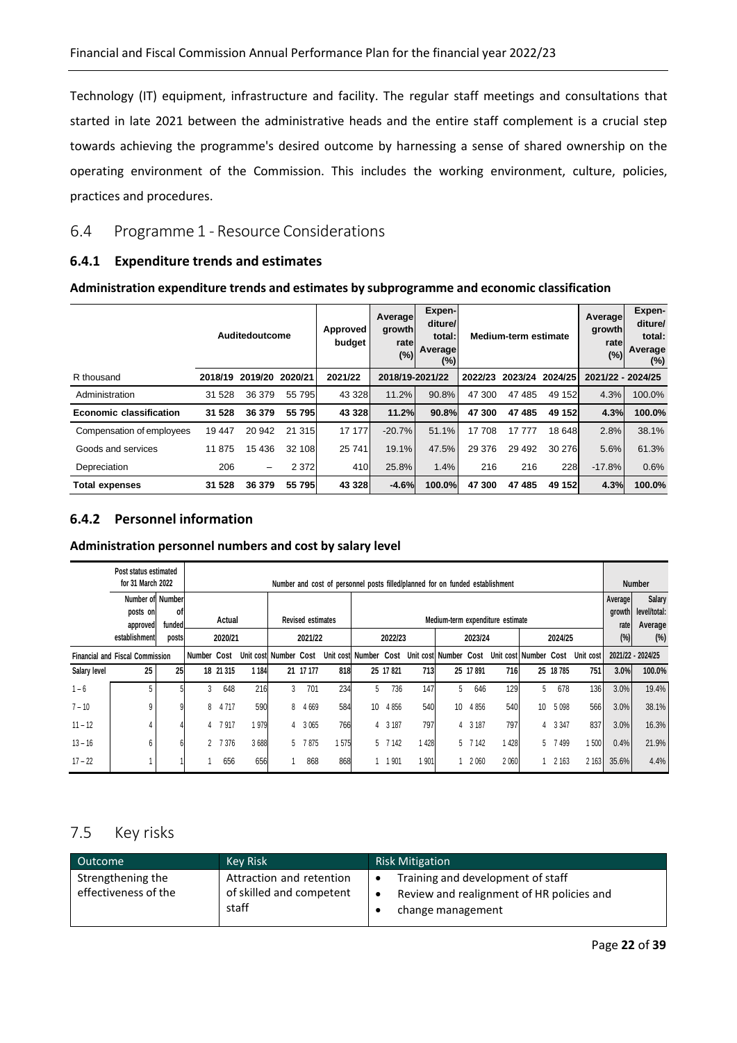Technology (IT) equipment, infrastructure and facility. The regular staff meetings and consultations that started in late 2021 between the administrative heads and the entire staff complement is a crucial step towards achieving the programme's desired outcome by harnessing a sense of shared ownership on the operating environment of the Commission. This includes the working environment, culture, policies, practices and procedures.

## 6.4 Programme 1 - Resource Considerations

### 6.4.1 Expenditure trends and estimates

**Administration expenditure trends and estimates by subprogramme and economic classification**

| | Auditedoutcome | | | Approved budget | Average growth rate (%) | Expen-diture/ total: Average (%) | Medium-term estimate | | | Average growth rate (%) | Expen-diture/ total: Average (%) |
|---|---|---|---|---|---|---|---|---|---|---|---|
| R thousand | 2018/19 | 2019/20 | 2020/21 | 2021/22 | 2018/19-2021/22 | | 2022/23 | 2023/24 | 2024/25 | 2021/22 - 2024/25 | |
| Administration | 31 528 | 36 379 | 55 795 | 43 328 | 11.2% | 90.8% | 47 300 | 47 485 | 49 152 | 4.3% | 100.0% |
| **Economic classification** | **31 528** | **36 379** | **55 795** | **43 328** | **11.2%** | **90.8%** | **47 300** | **47 485** | **49 152** | **4.3%** | **100.0%** |
| Compensation of employees | 19 447 | 20 942 | 21 315 | 17 177 | -20.7% | 51.1% | 17 708 | 17 777 | 18 648 | 2.8% | 38.1% |
| Goods and services | 11 875 | 15 436 | 32 108 | 25 741 | 19.1% | 47.5% | 29 376 | 29 492 | 30 276 | 5.6% | 61.3% |
| Depreciation | 206 | – | 2 372 | 410 | 25.8% | 1.4% | 216 | 216 | 228 | -17.8% | 0.6% |
| **Total expenses** | **31 528** | **36 379** | **55 795** | **43 328** | **-4.6%** | **100.0%** | **47 300** | **47 485** | **49 152** | **4.3%** | **100.0%** |

### 6.4.2 Personnel information

**Administration personnel numbers and cost by salary level**

| | Post status estimated for 31 March 2022 | | Number and cost of personnel posts filled/planned for on funded establishment | | | | | | | | | | | | | | | Number | |
|---|---|---|---|---|---|---|---|---|---|---|---|---|---|---|---|---|---|---|---|
| | Number of posts on approved establishment | Number of funded posts | Actual | | | Revised estimates | | | Medium-term expenditure estimate | | | | | | | | | Average growth rate (%) | Salary level/total: Average (%) |
| | | | 2020/21 | | | 2021/22 | | | 2022/23 | | | 2023/24 | | | 2024/25 | | | | |
| Financial and Fiscal Commission | | | Number | Cost | Unit cost | Number | Cost | Unit cost | Number | Cost | Unit cost | Number | Cost | Unit cost | Number | Cost | Unit cost | 2021/22 - 2024/25 | |
| **Salary level** | **25** | **25** | **18** | **21 315** | **1 184** | **21** | **17 177** | **818** | **25** | **17 821** | **713** | **25** | **17 891** | **716** | **25** | **18 785** | **751** | **3.0%** | **100.0%** |
| 1 – 6 | 5 | 5 | 3 | 648 | 216 | 3 | 701 | 234 | 5 | 736 | 147 | 5 | 646 | 129 | 5 | 678 | 136 | 3.0% | 19.4% |
| 7 – 10 | 9 | 9 | 8 | 4 717 | 590 | 8 | 4 669 | 584 | 10 | 4 856 | 540 | 10 | 4 856 | 540 | 10 | 5 098 | 566 | 3.0% | 38.1% |
| 11 – 12 | 4 | 4 | 4 | 7 917 | 1 979 | 4 | 3 065 | 766 | 4 | 3 187 | 797 | 4 | 3 187 | 797 | 4 | 3 347 | 837 | 3.0% | 16.3% |
| 13 – 16 | 6 | 6 | 2 | 7 376 | 3 688 | 5 | 7 875 | 1 575 | 5 | 7 142 | 1 428 | 5 | 7 142 | 1 428 | 5 | 7 499 | 1 500 | 0.4% | 21.9% |
| 17 – 22 | 1 | 1 | 1 | 656 | 656 | 1 | 868 | 868 | 1 | 1 901 | 1 901 | 1 | 2 060 | 2 060 | 1 | 2 163 | 2 163 | 35.6% | 4.4% |

## 7.5 Key risks

| Outcome | Key Risk | Risk Mitigation |
|---|---|---|
| Strengthening the effectiveness of the | Attraction and retention of skilled and competent staff | • Training and development of staff<br>• Review and realignment of HR policies and<br>• change management |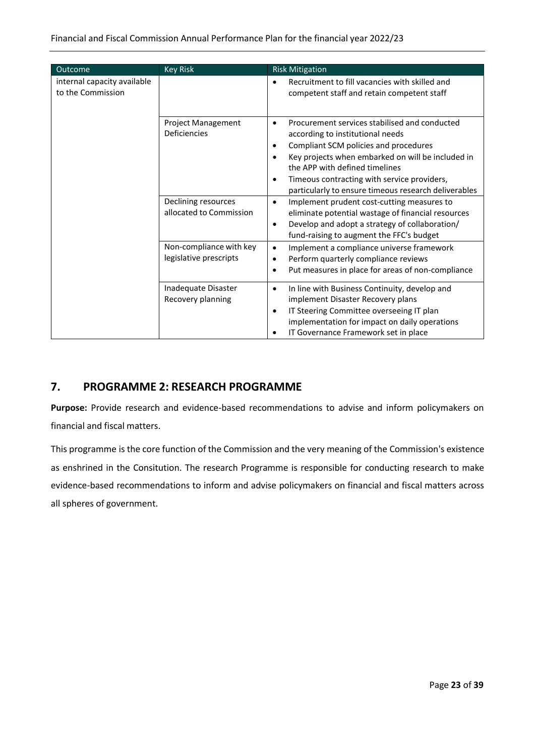| Outcome | Key Risk | Risk Mitigation |
|---|---|---|
| internal capacity available to the Commission | | • Recruitment to fill vacancies with skilled and competent staff and retain competent staff |
| | Project Management Deficiencies | • Procurement services stabilised and conducted according to institutional needs<br>• Compliant SCM policies and procedures<br>• Key projects when embarked on will be included in the APP with defined timelines<br>• Timeous contracting with service providers, particularly to ensure timeous research deliverables |
| | Declining resources allocated to Commission | • Implement prudent cost-cutting measures to eliminate potential wastage of financial resources<br>• Develop and adopt a strategy of collaboration/ fund-raising to augment the FFC's budget |
| | Non-compliance with key legislative prescripts | • Implement a compliance universe framework<br>• Perform quarterly compliance reviews<br>• Put measures in place for areas of non-compliance |
| | Inadequate Disaster Recovery planning | • In line with Business Continuity, develop and implement Disaster Recovery plans<br>• IT Steering Committee overseeing IT plan implementation for impact on daily operations<br>• IT Governance Framework set in place |

## 7. PROGRAMME 2: RESEARCH PROGRAMME

**Purpose:** Provide research and evidence-based recommendations to advise and inform policymakers on financial and fiscal matters.

This programme is the core function of the Commission and the very meaning of the Commission's existence as enshrined in the Consitution. The research Programme is responsible for conducting research to make evidence-based recommendations to inform and advise policymakers on financial and fiscal matters across all spheres of government.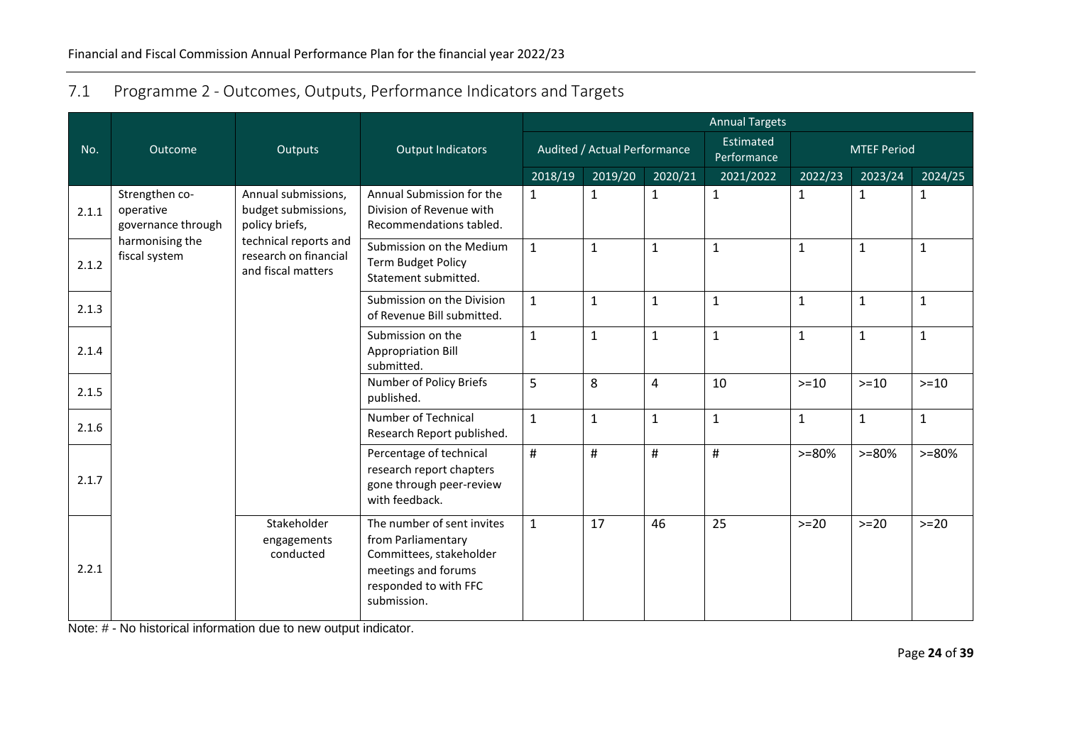## 7.1 Programme 2 - Outcomes, Outputs, Performance Indicators and Targets

| No. | Outcome | Outputs | Output Indicators | Annual Targets | | | | | | |
|---|---|---|---|---|---|---|---|---|---|---|
| | | | | Audited / Actual Performance | | | Estimated Performance | MTEF Period | | |
| | | | | 2018/19 | 2019/20 | 2020/21 | 2021/2022 | 2022/23 | 2023/24 | 2024/25 |
| 2.1.1 | Strengthen co-operative governance through harmonising the fiscal system | Annual submissions, budget submissions, policy briefs, technical reports and research on financial and fiscal matters | Annual Submission for the Division of Revenue with Recommendations tabled. | 1 | 1 | 1 | 1 | 1 | 1 | 1 |
| 2.1.2 | | | Submission on the Medium Term Budget Policy Statement submitted. | 1 | 1 | 1 | 1 | 1 | 1 | 1 |
| 2.1.3 | | | Submission on the Division of Revenue Bill submitted. | 1 | 1 | 1 | 1 | 1 | 1 | 1 |
| 2.1.4 | | | Submission on the Appropriation Bill submitted. | 1 | 1 | 1 | 1 | 1 | 1 | 1 |
| 2.1.5 | | | Number of Policy Briefs published. | 5 | 8 | 4 | 10 | >=10 | >=10 | >=10 |
| 2.1.6 | | | Number of Technical Research Report published. | 1 | 1 | 1 | 1 | 1 | 1 | 1 |
| 2.1.7 | | | Percentage of technical research report chapters gone through peer-review with feedback. | # | # | # | # | >=80% | >=80% | >=80% |
| 2.2.1 | | Stakeholder engagements conducted | The number of sent invites from Parliamentary Committees, stakeholder meetings and forums responded to with FFC submission. | 1 | 17 | 46 | 25 | >=20 | >=20 | >=20 |

Note: # - No historical information due to new output indicator.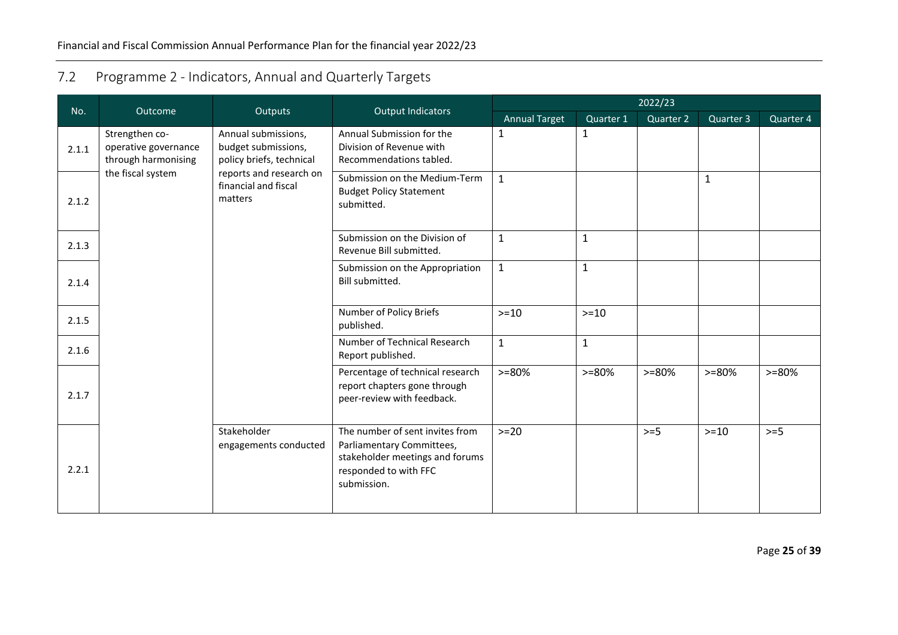## 7.2 Programme 2 - Indicators, Annual and Quarterly Targets

| No. | Outcome | Outputs | Output Indicators | 2022/23 | | | | |
|---|---|---|---|---|---|---|---|---|
| | | | | Annual Target | Quarter 1 | Quarter 2 | Quarter 3 | Quarter 4 |
| 2.1.1 | Strengthen co-operative governance through harmonising the fiscal system | Annual submissions, budget submissions, policy briefs, technical reports and research on financial and fiscal matters | Annual Submission for the Division of Revenue with Recommendations tabled. | 1 | 1 | | | |
| 2.1.2 | | | Submission on the Medium-Term Budget Policy Statement submitted. | 1 | | | 1 | |
| 2.1.3 | | | Submission on the Division of Revenue Bill submitted. | 1 | 1 | | | |
| 2.1.4 | | | Submission on the Appropriation Bill submitted. | 1 | 1 | | | |
| 2.1.5 | | | Number of Policy Briefs published. | >=10 | >=10 | | | |
| 2.1.6 | | | Number of Technical Research Report published. | 1 | 1 | | | |
| 2.1.7 | | | Percentage of technical research report chapters gone through peer-review with feedback. | >=80% | >=80% | >=80% | >=80% | >=80% |
| 2.2.1 | | Stakeholder engagements conducted | The number of sent invites from Parliamentary Committees, stakeholder meetings and forums responded to with FFC submission. | >=20 | | >=5 | >=10 | >=5 |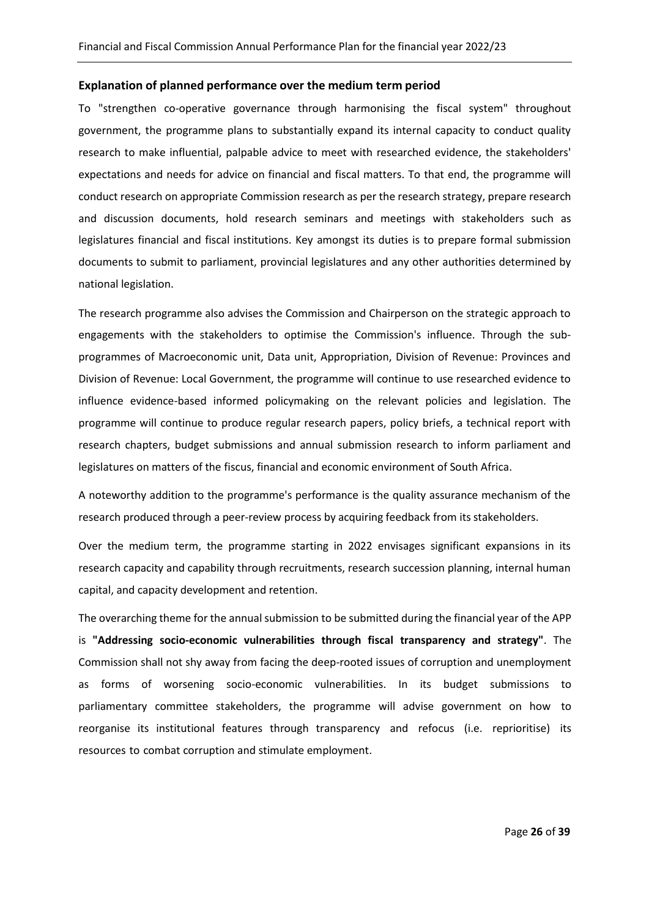### Explanation of planned performance over the medium term period

To "strengthen co-operative governance through harmonising the fiscal system" throughout government, the programme plans to substantially expand its internal capacity to conduct quality research to make influential, palpable advice to meet with researched evidence, the stakeholders' expectations and needs for advice on financial and fiscal matters. To that end, the programme will conduct research on appropriate Commission research as per the research strategy, prepare research and discussion documents, hold research seminars and meetings with stakeholders such as legislatures financial and fiscal institutions. Key amongst its duties is to prepare formal submission documents to submit to parliament, provincial legislatures and any other authorities determined by national legislation.

The research programme also advises the Commission and Chairperson on the strategic approach to engagements with the stakeholders to optimise the Commission's influence. Through the sub-programmes of Macroeconomic unit, Data unit, Appropriation, Division of Revenue: Provinces and Division of Revenue: Local Government, the programme will continue to use researched evidence to influence evidence-based informed policymaking on the relevant policies and legislation. The programme will continue to produce regular research papers, policy briefs, a technical report with research chapters, budget submissions and annual submission research to inform parliament and legislatures on matters of the fiscus, financial and economic environment of South Africa.

A noteworthy addition to the programme's performance is the quality assurance mechanism of the research produced through a peer-review process by acquiring feedback from its stakeholders.

Over the medium term, the programme starting in 2022 envisages significant expansions in its research capacity and capability through recruitments, research succession planning, internal human capital, and capacity development and retention.

The overarching theme for the annual submission to be submitted during the financial year of the APP is **"Addressing socio-economic vulnerabilities through fiscal transparency and strategy"**. The Commission shall not shy away from facing the deep-rooted issues of corruption and unemployment as forms of worsening socio-economic vulnerabilities. In its budget submissions to parliamentary committee stakeholders, the programme will advise government on how to reorganise its institutional features through transparency and refocus (i.e. reprioritise) its resources to combat corruption and stimulate employment.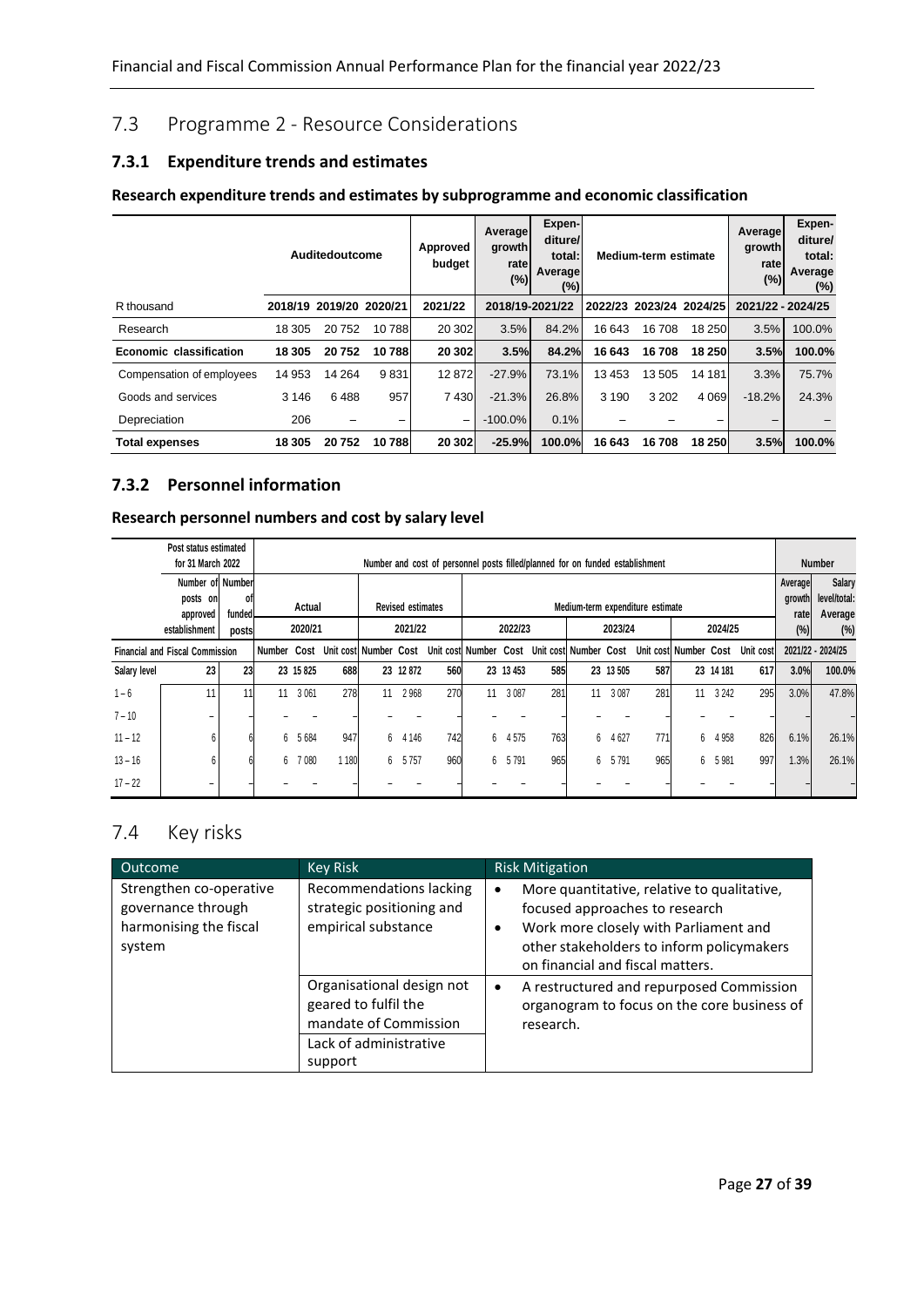## 7.3 Programme 2 - Resource Considerations

### 7.3.1 Expenditure trends and estimates

#### Research expenditure trends and estimates by subprogramme and economic classification

| | Auditedoutcome | | | Approved budget | Average growth rate (%) | Expen-diture/ total: Average (%) | Medium-term estimate | | | Average growth rate (%) | Expen-diture/ total: Average (%) |
|---|---|---|---|---|---|---|---|---|---|---|---|
| R thousand | 2018/19 | 2019/20 | 2020/21 | 2021/22 | 2018/19-2021/22 | | 2022/23 | 2023/24 | 2024/25 | 2021/22 - 2024/25 | |
| Research | 18 305 | 20 752 | 10 788 | 20 302 | 3.5% | 84.2% | 16 643 | 16 708 | 18 250 | 3.5% | 100.0% |
| **Economic classification** | **18 305** | **20 752** | **10 788** | **20 302** | **3.5%** | **84.2%** | **16 643** | **16 708** | **18 250** | **3.5%** | **100.0%** |
| Compensation of employees | 14 953 | 14 264 | 9 831 | 12 872 | -27.9% | 73.1% | 13 453 | 13 505 | 14 181 | 3.3% | 75.7% |
| Goods and services | 3 146 | 6 488 | 957 | 7 430 | -21.3% | 26.8% | 3 190 | 3 202 | 4 069 | -18.2% | 24.3% |
| Depreciation | 206 | – | – | – | -100.0% | 0.1% | – | – | – | – | – |
| **Total expenses** | **18 305** | **20 752** | **10 788** | **20 302** | **-25.9%** | **100.0%** | **16 643** | **16 708** | **18 250** | **3.5%** | **100.0%** |

### 7.3.2 Personnel information

#### Research personnel numbers and cost by salary level

| | Post status estimated for 31 March 2022 | | Number and cost of personnel posts filled/planned for on funded establishment | | | | | | | | | | | | | | | Number | |
|---|---|---|---|---|---|---|---|---|---|---|---|---|---|---|---|---|---|---|---|
| | Number of posts on approved establishment | Number of funded posts | Actual | | | Revised estimates | | | Medium-term expenditure estimate | | | | | | | | | Average growth rate (%) | Salary level/total: Average (%) |
| | | | 2020/21 | | | 2021/22 | | | 2022/23 | | | 2023/24 | | | 2024/25 | | | | |
| Financial and Fiscal Commission | | | Number | Cost | Unit cost | Number | Cost | Unit cost | Number | Cost | Unit cost | Number | Cost | Unit cost | Number | Cost | Unit cost | 2021/22 - 2024/25 | |
| **Salary level** | **23** | **23** | **23** | **15 825** | **688** | **23** | **12 872** | **560** | **23** | **13 453** | **585** | **23** | **13 505** | **587** | **23** | **14 181** | **617** | **3.0%** | **100.0%** |
| 1 – 6 | 11 | 11 | 11 | 3 061 | 278 | 11 | 2 968 | 270 | 11 | 3 087 | 281 | 11 | 3 087 | 281 | 11 | 3 242 | 295 | 3.0% | 47.8% |
| 7 – 10 | – | – | – | – | – | – | – | – | – | – | – | – | – | – | – | – | – | – | – |
| 11 – 12 | 6 | 6 | 6 | 5 684 | 947 | 6 | 4 146 | 742 | 6 | 4 575 | 763 | 6 | 4 627 | 771 | 6 | 4 958 | 826 | 6.1% | 26.1% |
| 13 – 16 | 6 | 6 | 6 | 7 080 | 1 180 | 6 | 5 757 | 960 | 6 | 5 791 | 965 | 6 | 5 791 | 965 | 6 | 5 981 | 997 | 1.3% | 26.1% |
| 17 – 22 | – | – | – | – | – | – | – | – | – | – | – | – | – | – | – | – | – | – | – |

## 7.4 Key risks

| Outcome | Key Risk | Risk Mitigation |
|---|---|---|
| Strengthen co-operative governance through harmonising the fiscal system | Recommendations lacking strategic positioning and empirical substance | • More quantitative, relative to qualitative, focused approaches to research<br>• Work more closely with Parliament and other stakeholders to inform policymakers on financial and fiscal matters. |
| | Organisational design not geared to fulfil the mandate of Commission<br><br>Lack of administrative support | • A restructured and repurposed Commission organogram to focus on the core business of research. |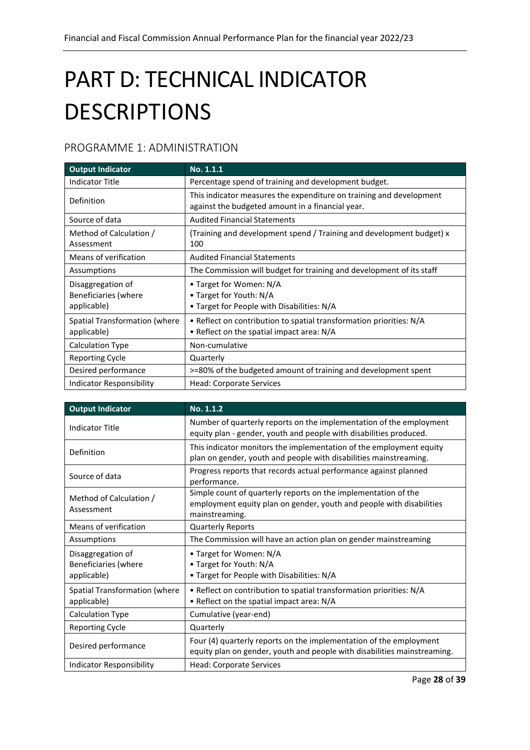# PART D: TECHNICAL INDICATOR DESCRIPTIONS

## PROGRAMME 1: ADMINISTRATION

| Output Indicator | No. 1.1.1 |
|---|---|
| Indicator Title | Percentage spend of training and development budget. |
| Definition | This indicator measures the expenditure on training and development against the budgeted amount in a financial year. |
| Source of data | Audited Financial Statements |
| Method of Calculation / Assessment | (Training and development spend / Training and development budget) x 100 |
| Means of verification | Audited Financial Statements |
| Assumptions | The Commission will budget for training and development of its staff |
| Disaggregation of Beneficiaries (where applicable) | • Target for Women: N/A<br>• Target for Youth: N/A<br>• Target for People with Disabilities: N/A |
| Spatial Transformation (where applicable) | • Reflect on contribution to spatial transformation priorities: N/A<br>• Reflect on the spatial impact area: N/A |
| Calculation Type | Non-cumulative |
| Reporting Cycle | Quarterly |
| Desired performance | >=80% of the budgeted amount of training and development spent |
| Indicator Responsibility | Head: Corporate Services |

| Output Indicator | No. 1.1.2 |
|---|---|
| Indicator Title | Number of quarterly reports on the implementation of the employment equity plan - gender, youth and people with disabilities produced. |
| Definition | This indicator monitors the implementation of the employment equity plan on gender, youth and people with disabilities mainstreaming. |
| Source of data | Progress reports that records actual performance against planned performance. |
| Method of Calculation / Assessment | Simple count of quarterly reports on the implementation of the employment equity plan on gender, youth and people with disabilities mainstreaming. |
| Means of verification | Quarterly Reports |
| Assumptions | The Commission will have an action plan on gender mainstreaming |
| Disaggregation of Beneficiaries (where applicable) | • Target for Women: N/A<br>• Target for Youth: N/A<br>• Target for People with Disabilities: N/A |
| Spatial Transformation (where applicable) | • Reflect on contribution to spatial transformation priorities: N/A<br>• Reflect on the spatial impact area: N/A |
| Calculation Type | Cumulative (year-end) |
| Reporting Cycle | Quarterly |
| Desired performance | Four (4) quarterly reports on the implementation of the employment equity plan on gender, youth and people with disabilities mainstreaming. |
| Indicator Responsibility | Head: Corporate Services |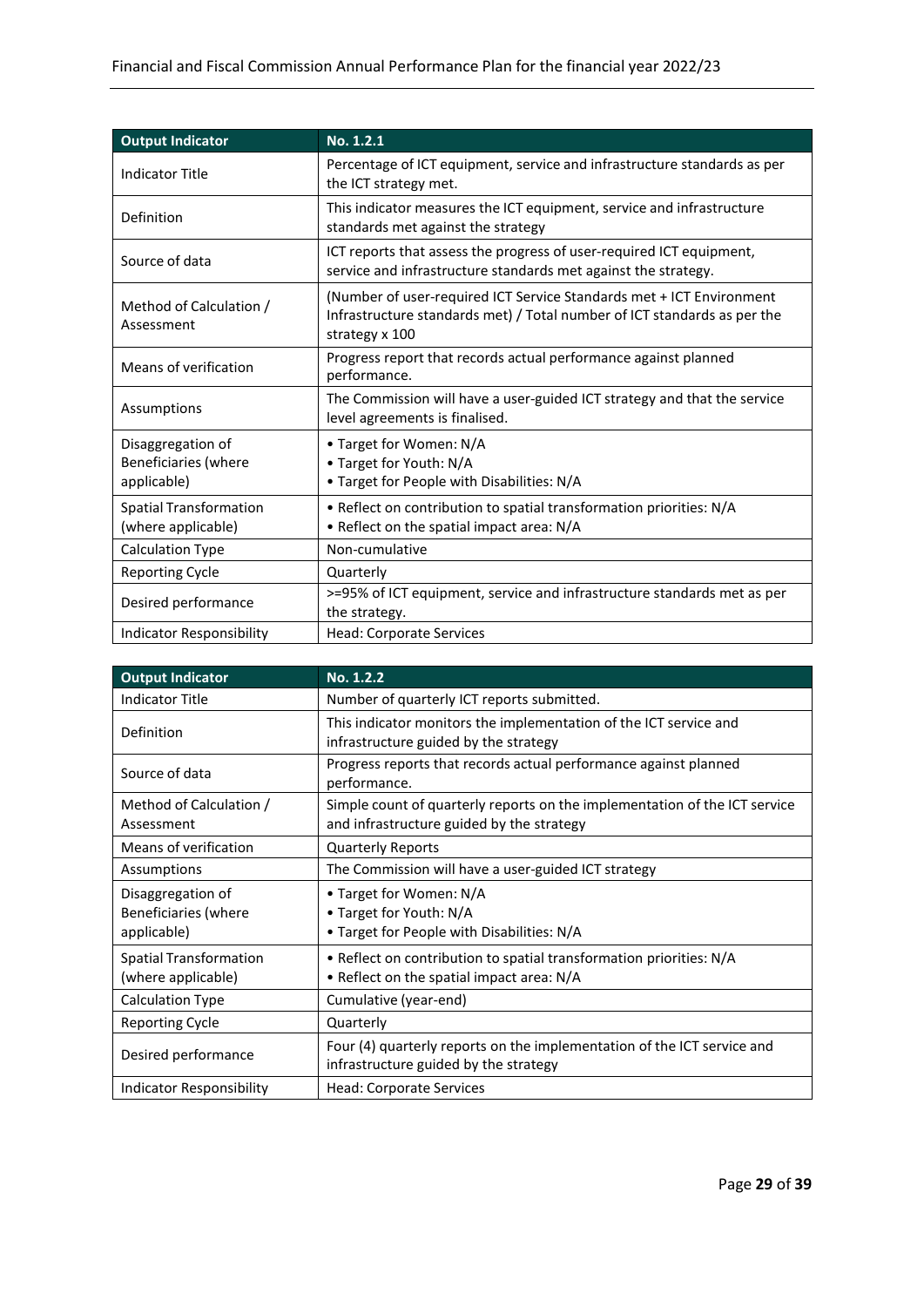| Output Indicator | No. 1.2.1 |
|---|---|
| Indicator Title | Percentage of ICT equipment, service and infrastructure standards as per the ICT strategy met. |
| Definition | This indicator measures the ICT equipment, service and infrastructure standards met against the strategy |
| Source of data | ICT reports that assess the progress of user-required ICT equipment, service and infrastructure standards met against the strategy. |
| Method of Calculation / Assessment | (Number of user-required ICT Service Standards met + ICT Environment Infrastructure standards met) / Total number of ICT standards as per the strategy x 100 |
| Means of verification | Progress report that records actual performance against planned performance. |
| Assumptions | The Commission will have a user-guided ICT strategy and that the service level agreements is finalised. |
| Disaggregation of Beneficiaries (where applicable) | • Target for Women: N/A<br>• Target for Youth: N/A<br>• Target for People with Disabilities: N/A |
| Spatial Transformation (where applicable) | • Reflect on contribution to spatial transformation priorities: N/A<br>• Reflect on the spatial impact area: N/A |
| Calculation Type | Non-cumulative |
| Reporting Cycle | Quarterly |
| Desired performance | >=95% of ICT equipment, service and infrastructure standards met as per the strategy. |
| Indicator Responsibility | Head: Corporate Services |

| Output Indicator | No. 1.2.2 |
|---|---|
| Indicator Title | Number of quarterly ICT reports submitted. |
| Definition | This indicator monitors the implementation of the ICT service and infrastructure guided by the strategy |
| Source of data | Progress reports that records actual performance against planned performance. |
| Method of Calculation / Assessment | Simple count of quarterly reports on the implementation of the ICT service and infrastructure guided by the strategy |
| Means of verification | Quarterly Reports |
| Assumptions | The Commission will have a user-guided ICT strategy |
| Disaggregation of Beneficiaries (where applicable) | • Target for Women: N/A<br>• Target for Youth: N/A<br>• Target for People with Disabilities: N/A |
| Spatial Transformation (where applicable) | • Reflect on contribution to spatial transformation priorities: N/A<br>• Reflect on the spatial impact area: N/A |
| Calculation Type | Cumulative (year-end) |
| Reporting Cycle | Quarterly |
| Desired performance | Four (4) quarterly reports on the implementation of the ICT service and infrastructure guided by the strategy |
| Indicator Responsibility | Head: Corporate Services |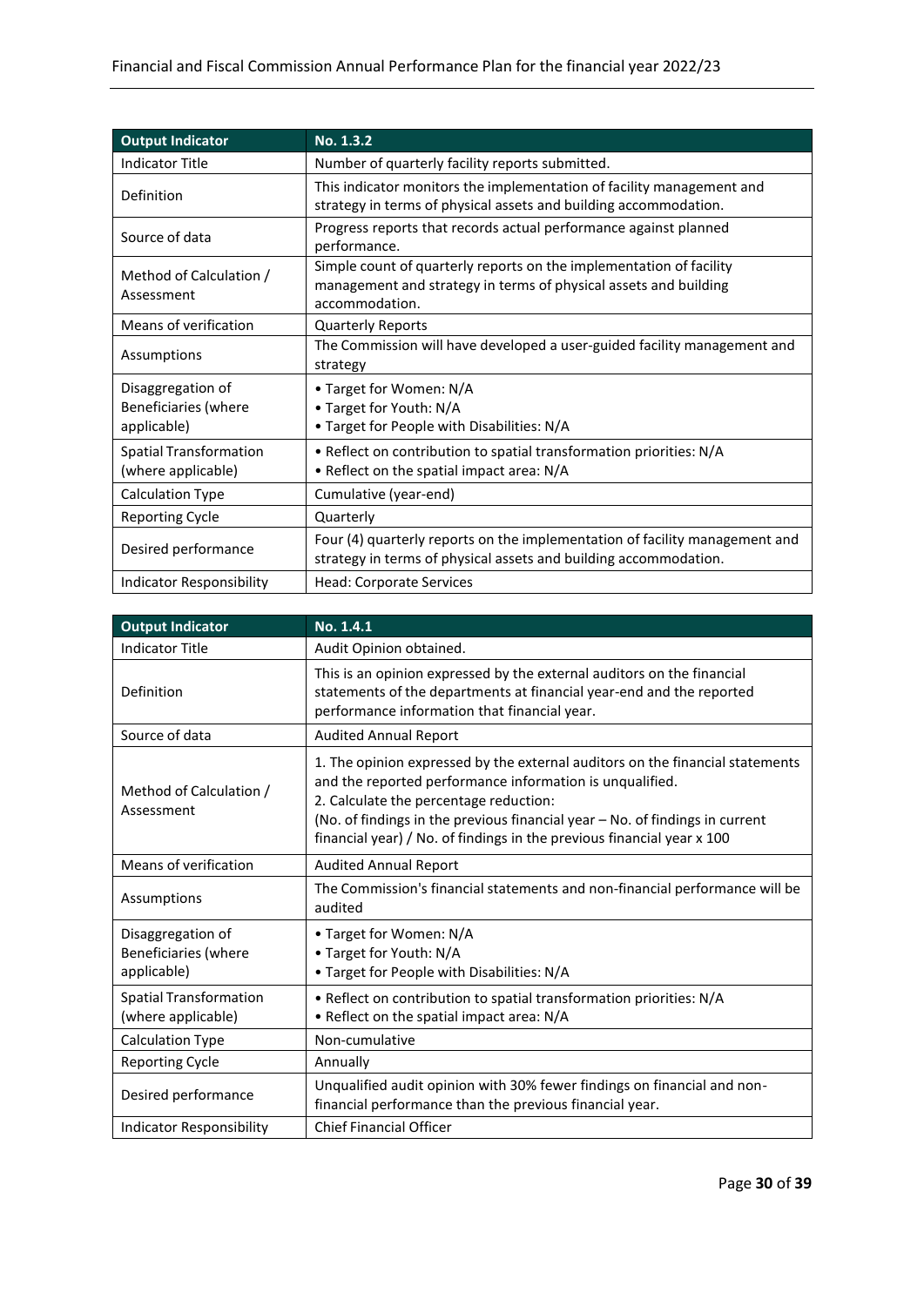| Output Indicator | No. 1.3.2 |
|---|---|
| Indicator Title | Number of quarterly facility reports submitted. |
| Definition | This indicator monitors the implementation of facility management and strategy in terms of physical assets and building accommodation. |
| Source of data | Progress reports that records actual performance against planned performance. |
| Method of Calculation / Assessment | Simple count of quarterly reports on the implementation of facility management and strategy in terms of physical assets and building accommodation. |
| Means of verification | Quarterly Reports |
| Assumptions | The Commission will have developed a user-guided facility management and strategy |
| Disaggregation of Beneficiaries (where applicable) | • Target for Women: N/A<br>• Target for Youth: N/A<br>• Target for People with Disabilities: N/A |
| Spatial Transformation (where applicable) | • Reflect on contribution to spatial transformation priorities: N/A<br>• Reflect on the spatial impact area: N/A |
| Calculation Type | Cumulative (year-end) |
| Reporting Cycle | Quarterly |
| Desired performance | Four (4) quarterly reports on the implementation of facility management and strategy in terms of physical assets and building accommodation. |
| Indicator Responsibility | Head: Corporate Services |

| Output Indicator | No. 1.4.1 |
|---|---|
| Indicator Title | Audit Opinion obtained. |
| Definition | This is an opinion expressed by the external auditors on the financial statements of the departments at financial year-end and the reported performance information that financial year. |
| Source of data | Audited Annual Report |
| Method of Calculation / Assessment | 1. The opinion expressed by the external auditors on the financial statements and the reported performance information is unqualified.<br>2. Calculate the percentage reduction:<br>(No. of findings in the previous financial year – No. of findings in current financial year) / No. of findings in the previous financial year x 100 |
| Means of verification | Audited Annual Report |
| Assumptions | The Commission's financial statements and non-financial performance will be audited |
| Disaggregation of Beneficiaries (where applicable) | • Target for Women: N/A<br>• Target for Youth: N/A<br>• Target for People with Disabilities: N/A |
| Spatial Transformation (where applicable) | • Reflect on contribution to spatial transformation priorities: N/A<br>• Reflect on the spatial impact area: N/A |
| Calculation Type | Non-cumulative |
| Reporting Cycle | Annually |
| Desired performance | Unqualified audit opinion with 30% fewer findings on financial and non-financial performance than the previous financial year. |
| Indicator Responsibility | Chief Financial Officer |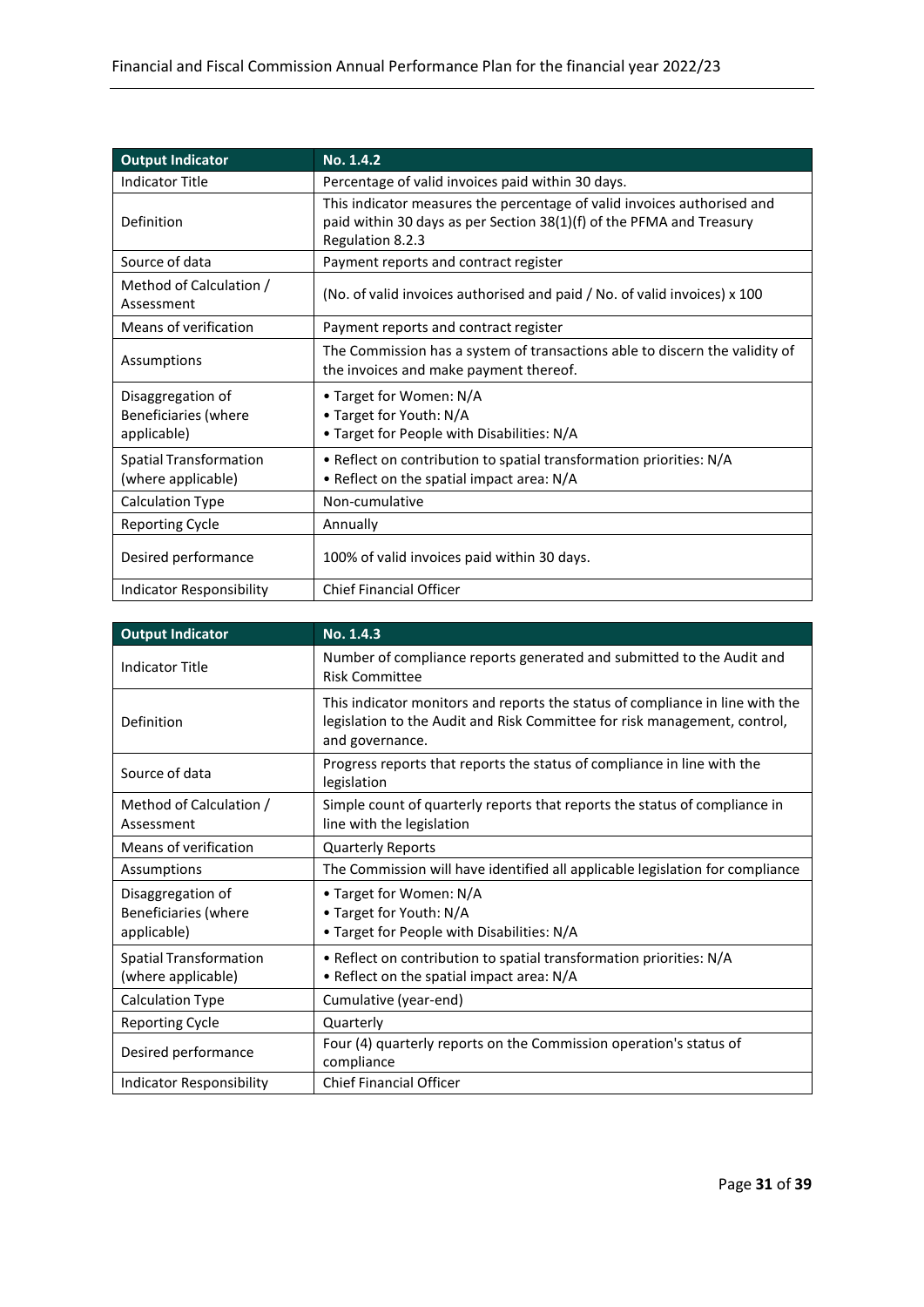| Output Indicator | No. 1.4.2 |
| --- | --- |
| Indicator Title | Percentage of valid invoices paid within 30 days. |
| Definition | This indicator measures the percentage of valid invoices authorised and paid within 30 days as per Section 38(1)(f) of the PFMA and Treasury Regulation 8.2.3 |
| Source of data | Payment reports and contract register |
| Method of Calculation / Assessment | (No. of valid invoices authorised and paid / No. of valid invoices) x 100 |
| Means of verification | Payment reports and contract register |
| Assumptions | The Commission has a system of transactions able to discern the validity of the invoices and make payment thereof. |
| Disaggregation of Beneficiaries (where applicable) | • Target for Women: N/A<br>• Target for Youth: N/A<br>• Target for People with Disabilities: N/A |
| Spatial Transformation (where applicable) | • Reflect on contribution to spatial transformation priorities: N/A<br>• Reflect on the spatial impact area: N/A |
| Calculation Type | Non-cumulative |
| Reporting Cycle | Annually |
| Desired performance | 100% of valid invoices paid within 30 days. |
| Indicator Responsibility | Chief Financial Officer |

| Output Indicator | No. 1.4.3 |
| --- | --- |
| Indicator Title | Number of compliance reports generated and submitted to the Audit and Risk Committee |
| Definition | This indicator monitors and reports the status of compliance in line with the legislation to the Audit and Risk Committee for risk management, control, and governance. |
| Source of data | Progress reports that reports the status of compliance in line with the legislation |
| Method of Calculation / Assessment | Simple count of quarterly reports that reports the status of compliance in line with the legislation |
| Means of verification | Quarterly Reports |
| Assumptions | The Commission will have identified all applicable legislation for compliance |
| Disaggregation of Beneficiaries (where applicable) | • Target for Women: N/A<br>• Target for Youth: N/A<br>• Target for People with Disabilities: N/A |
| Spatial Transformation (where applicable) | • Reflect on contribution to spatial transformation priorities: N/A<br>• Reflect on the spatial impact area: N/A |
| Calculation Type | Cumulative (year-end) |
| Reporting Cycle | Quarterly |
| Desired performance | Four (4) quarterly reports on the Commission operation's status of compliance |
| Indicator Responsibility | Chief Financial Officer |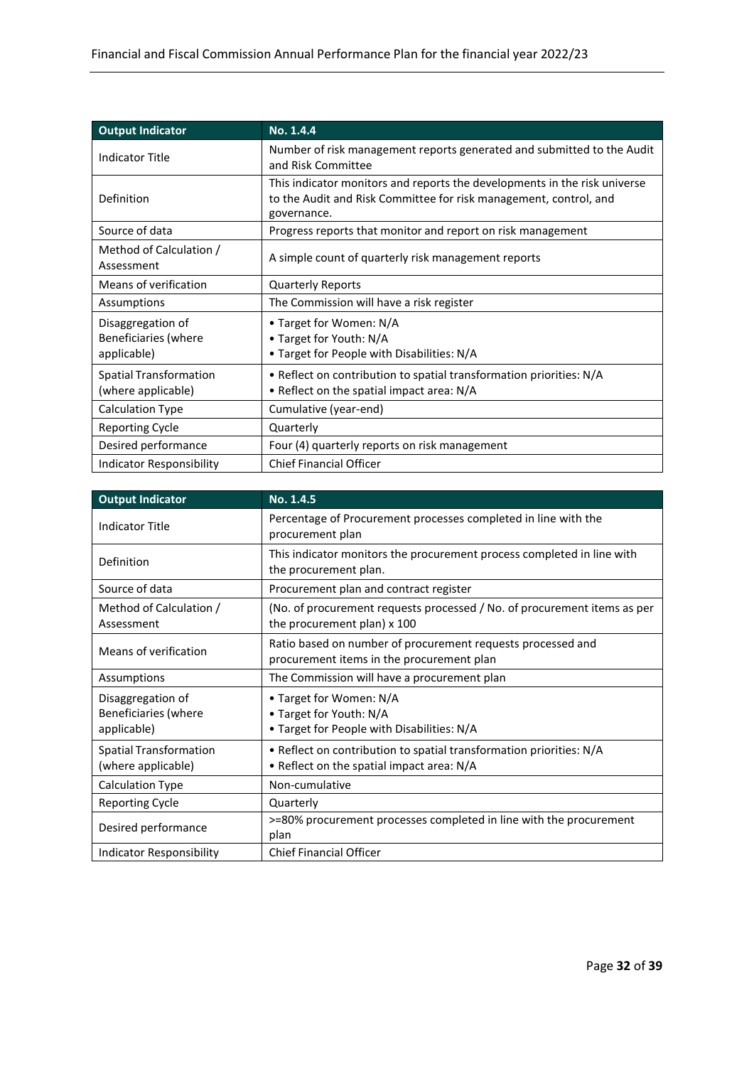| Output Indicator | No. 1.4.4 |
|---|---|
| Indicator Title | Number of risk management reports generated and submitted to the Audit and Risk Committee |
| Definition | This indicator monitors and reports the developments in the risk universe to the Audit and Risk Committee for risk management, control, and governance. |
| Source of data | Progress reports that monitor and report on risk management |
| Method of Calculation / Assessment | A simple count of quarterly risk management reports |
| Means of verification | Quarterly Reports |
| Assumptions | The Commission will have a risk register |
| Disaggregation of Beneficiaries (where applicable) | • Target for Women: N/A<br>• Target for Youth: N/A<br>• Target for People with Disabilities: N/A |
| Spatial Transformation (where applicable) | • Reflect on contribution to spatial transformation priorities: N/A<br>• Reflect on the spatial impact area: N/A |
| Calculation Type | Cumulative (year-end) |
| Reporting Cycle | Quarterly |
| Desired performance | Four (4) quarterly reports on risk management |
| Indicator Responsibility | Chief Financial Officer |

| Output Indicator | No. 1.4.5 |
|---|---|
| Indicator Title | Percentage of Procurement processes completed in line with the procurement plan |
| Definition | This indicator monitors the procurement process completed in line with the procurement plan. |
| Source of data | Procurement plan and contract register |
| Method of Calculation / Assessment | (No. of procurement requests processed / No. of procurement items as per the procurement plan) x 100 |
| Means of verification | Ratio based on number of procurement requests processed and procurement items in the procurement plan |
| Assumptions | The Commission will have a procurement plan |
| Disaggregation of Beneficiaries (where applicable) | • Target for Women: N/A<br>• Target for Youth: N/A<br>• Target for People with Disabilities: N/A |
| Spatial Transformation (where applicable) | • Reflect on contribution to spatial transformation priorities: N/A<br>• Reflect on the spatial impact area: N/A |
| Calculation Type | Non-cumulative |
| Reporting Cycle | Quarterly |
| Desired performance | >=80% procurement processes completed in line with the procurement plan |
| Indicator Responsibility | Chief Financial Officer |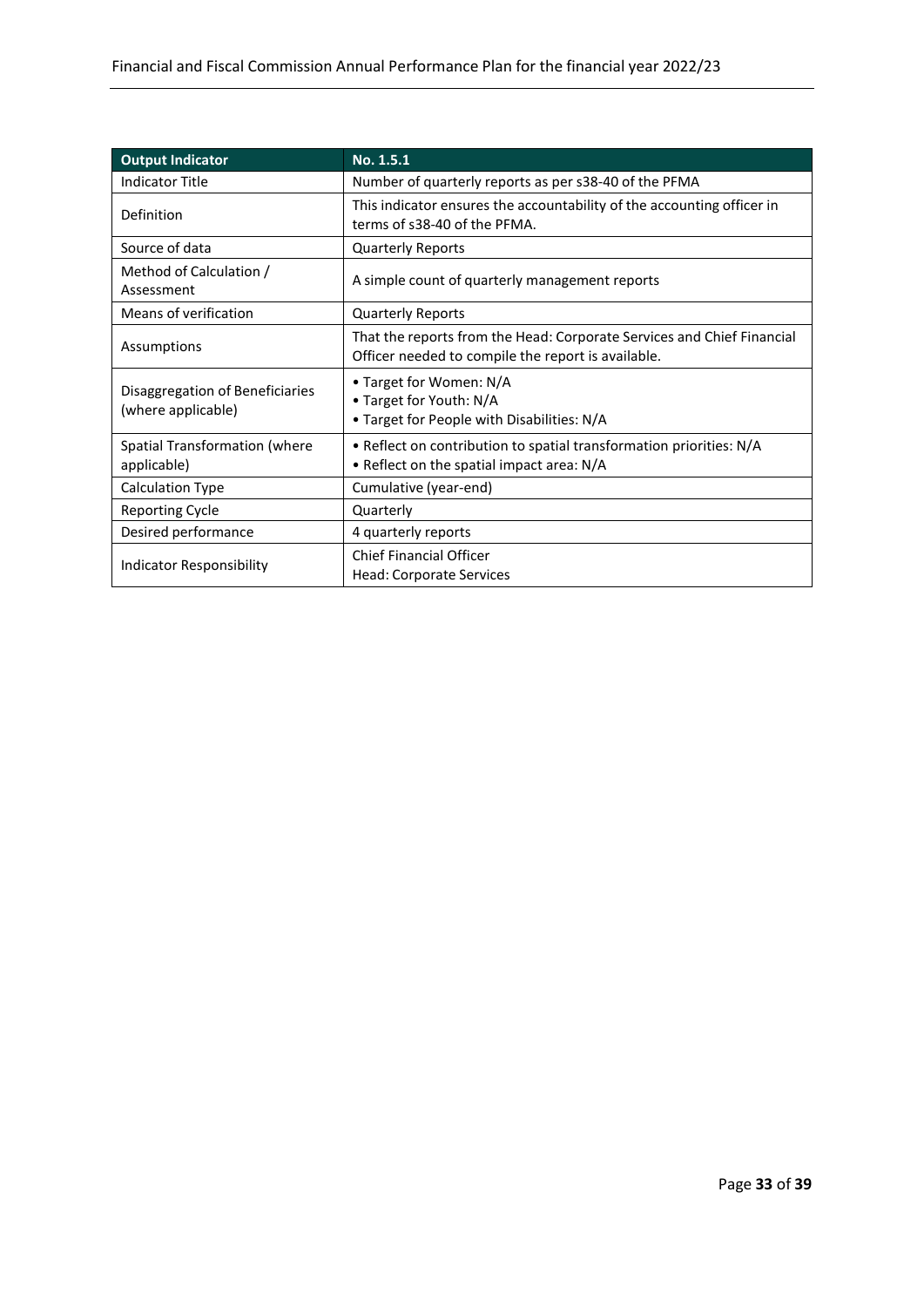| Output Indicator | No. 1.5.1 |
|---|---|
| Indicator Title | Number of quarterly reports as per s38-40 of the PFMA |
| Definition | This indicator ensures the accountability of the accounting officer in terms of s38-40 of the PFMA. |
| Source of data | Quarterly Reports |
| Method of Calculation / Assessment | A simple count of quarterly management reports |
| Means of verification | Quarterly Reports |
| Assumptions | That the reports from the Head: Corporate Services and Chief Financial Officer needed to compile the report is available. |
| Disaggregation of Beneficiaries (where applicable) | • Target for Women: N/A<br>• Target for Youth: N/A<br>• Target for People with Disabilities: N/A |
| Spatial Transformation (where applicable) | • Reflect on contribution to spatial transformation priorities: N/A<br>• Reflect on the spatial impact area: N/A |
| Calculation Type | Cumulative (year-end) |
| Reporting Cycle | Quarterly |
| Desired performance | 4 quarterly reports |
| Indicator Responsibility | Chief Financial Officer<br>Head: Corporate Services |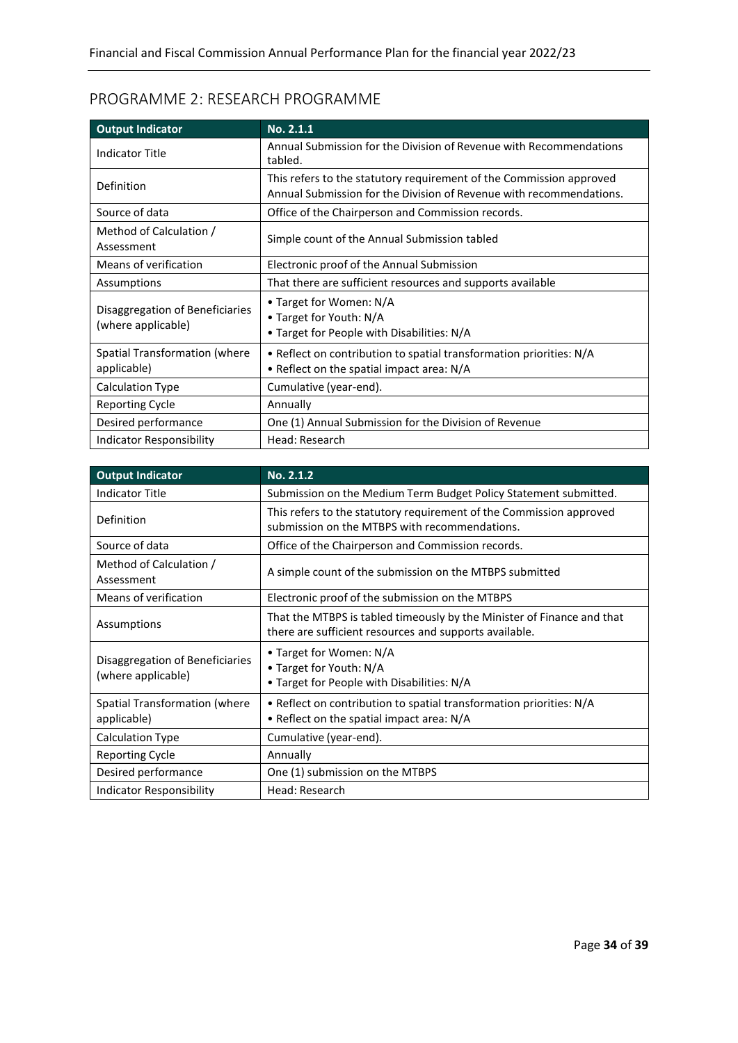## PROGRAMME 2: RESEARCH PROGRAMME

| Output Indicator | No. 2.1.1 |
|---|---|
| Indicator Title | Annual Submission for the Division of Revenue with Recommendations tabled. |
| Definition | This refers to the statutory requirement of the Commission approved Annual Submission for the Division of Revenue with recommendations. |
| Source of data | Office of the Chairperson and Commission records. |
| Method of Calculation / Assessment | Simple count of the Annual Submission tabled |
| Means of verification | Electronic proof of the Annual Submission |
| Assumptions | That there are sufficient resources and supports available |
| Disaggregation of Beneficiaries (where applicable) | • Target for Women: N/A<br>• Target for Youth: N/A<br>• Target for People with Disabilities: N/A |
| Spatial Transformation (where applicable) | • Reflect on contribution to spatial transformation priorities: N/A<br>• Reflect on the spatial impact area: N/A |
| Calculation Type | Cumulative (year-end). |
| Reporting Cycle | Annually |
| Desired performance | One (1) Annual Submission for the Division of Revenue |
| Indicator Responsibility | Head: Research |

| Output Indicator | No. 2.1.2 |
|---|---|
| Indicator Title | Submission on the Medium Term Budget Policy Statement submitted. |
| Definition | This refers to the statutory requirement of the Commission approved submission on the MTBPS with recommendations. |
| Source of data | Office of the Chairperson and Commission records. |
| Method of Calculation / Assessment | A simple count of the submission on the MTBPS submitted |
| Means of verification | Electronic proof of the submission on the MTBPS |
| Assumptions | That the MTBPS is tabled timeously by the Minister of Finance and that there are sufficient resources and supports available. |
| Disaggregation of Beneficiaries (where applicable) | • Target for Women: N/A<br>• Target for Youth: N/A<br>• Target for People with Disabilities: N/A |
| Spatial Transformation (where applicable) | • Reflect on contribution to spatial transformation priorities: N/A<br>• Reflect on the spatial impact area: N/A |
| Calculation Type | Cumulative (year-end). |
| Reporting Cycle | Annually |
| Desired performance | One (1) submission on the MTBPS |
| Indicator Responsibility | Head: Research |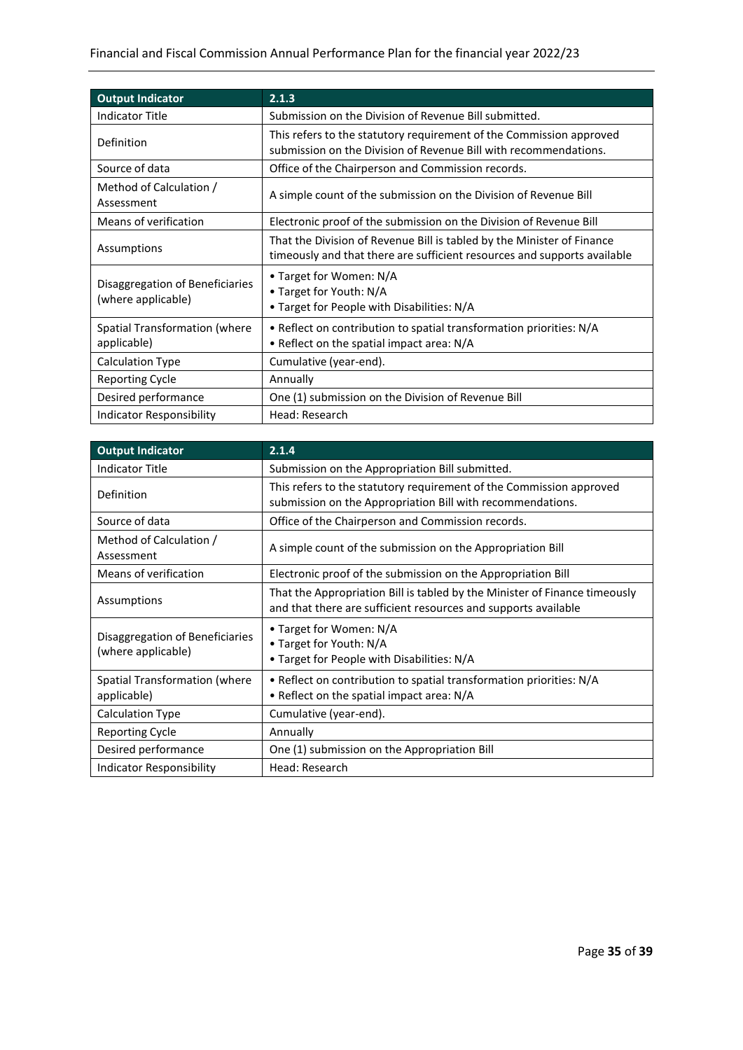| Output Indicator | 2.1.3 |
|---|---|
| Indicator Title | Submission on the Division of Revenue Bill submitted. |
| Definition | This refers to the statutory requirement of the Commission approved submission on the Division of Revenue Bill with recommendations. |
| Source of data | Office of the Chairperson and Commission records. |
| Method of Calculation / Assessment | A simple count of the submission on the Division of Revenue Bill |
| Means of verification | Electronic proof of the submission on the Division of Revenue Bill |
| Assumptions | That the Division of Revenue Bill is tabled by the Minister of Finance timeously and that there are sufficient resources and supports available |
| Disaggregation of Beneficiaries (where applicable) | • Target for Women: N/A<br>• Target for Youth: N/A<br>• Target for People with Disabilities: N/A |
| Spatial Transformation (where applicable) | • Reflect on contribution to spatial transformation priorities: N/A<br>• Reflect on the spatial impact area: N/A |
| Calculation Type | Cumulative (year-end). |
| Reporting Cycle | Annually |
| Desired performance | One (1) submission on the Division of Revenue Bill |
| Indicator Responsibility | Head: Research |

| Output Indicator | 2.1.4 |
|---|---|
| Indicator Title | Submission on the Appropriation Bill submitted. |
| Definition | This refers to the statutory requirement of the Commission approved submission on the Appropriation Bill with recommendations. |
| Source of data | Office of the Chairperson and Commission records. |
| Method of Calculation / Assessment | A simple count of the submission on the Appropriation Bill |
| Means of verification | Electronic proof of the submission on the Appropriation Bill |
| Assumptions | That the Appropriation Bill is tabled by the Minister of Finance timeously and that there are sufficient resources and supports available |
| Disaggregation of Beneficiaries (where applicable) | • Target for Women: N/A<br>• Target for Youth: N/A<br>• Target for People with Disabilities: N/A |
| Spatial Transformation (where applicable) | • Reflect on contribution to spatial transformation priorities: N/A<br>• Reflect on the spatial impact area: N/A |
| Calculation Type | Cumulative (year-end). |
| Reporting Cycle | Annually |
| Desired performance | One (1) submission on the Appropriation Bill |
| Indicator Responsibility | Head: Research |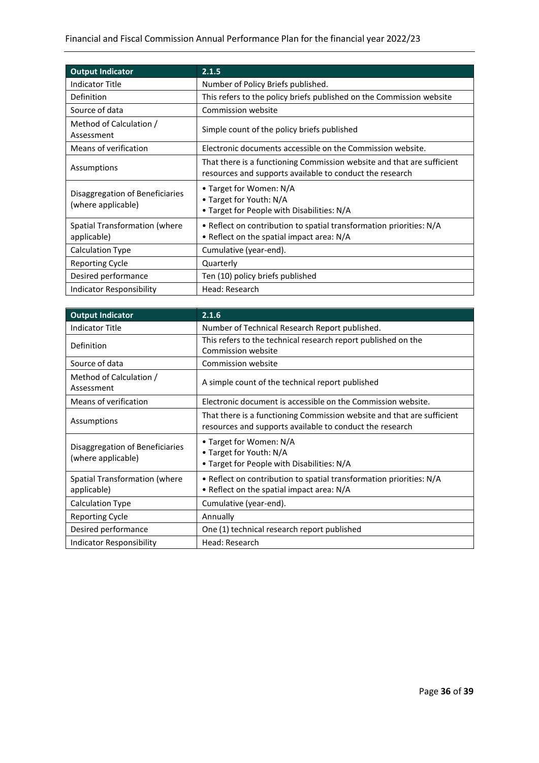| Output Indicator | 2.1.5 |
|---|---|
| Indicator Title | Number of Policy Briefs published. |
| Definition | This refers to the policy briefs published on the Commission website |
| Source of data | Commission website |
| Method of Calculation / Assessment | Simple count of the policy briefs published |
| Means of verification | Electronic documents accessible on the Commission website. |
| Assumptions | That there is a functioning Commission website and that are sufficient resources and supports available to conduct the research |
| Disaggregation of Beneficiaries (where applicable) | • Target for Women: N/A<br>• Target for Youth: N/A<br>• Target for People with Disabilities: N/A |
| Spatial Transformation (where applicable) | • Reflect on contribution to spatial transformation priorities: N/A<br>• Reflect on the spatial impact area: N/A |
| Calculation Type | Cumulative (year-end). |
| Reporting Cycle | Quarterly |
| Desired performance | Ten (10) policy briefs published |
| Indicator Responsibility | Head: Research |

| Output Indicator | 2.1.6 |
|---|---|
| Indicator Title | Number of Technical Research Report published. |
| Definition | This refers to the technical research report published on the Commission website |
| Source of data | Commission website |
| Method of Calculation / Assessment | A simple count of the technical report published |
| Means of verification | Electronic document is accessible on the Commission website. |
| Assumptions | That there is a functioning Commission website and that are sufficient resources and supports available to conduct the research |
| Disaggregation of Beneficiaries (where applicable) | • Target for Women: N/A<br>• Target for Youth: N/A<br>• Target for People with Disabilities: N/A |
| Spatial Transformation (where applicable) | • Reflect on contribution to spatial transformation priorities: N/A<br>• Reflect on the spatial impact area: N/A |
| Calculation Type | Cumulative (year-end). |
| Reporting Cycle | Annually |
| Desired performance | One (1) technical research report published |
| Indicator Responsibility | Head: Research |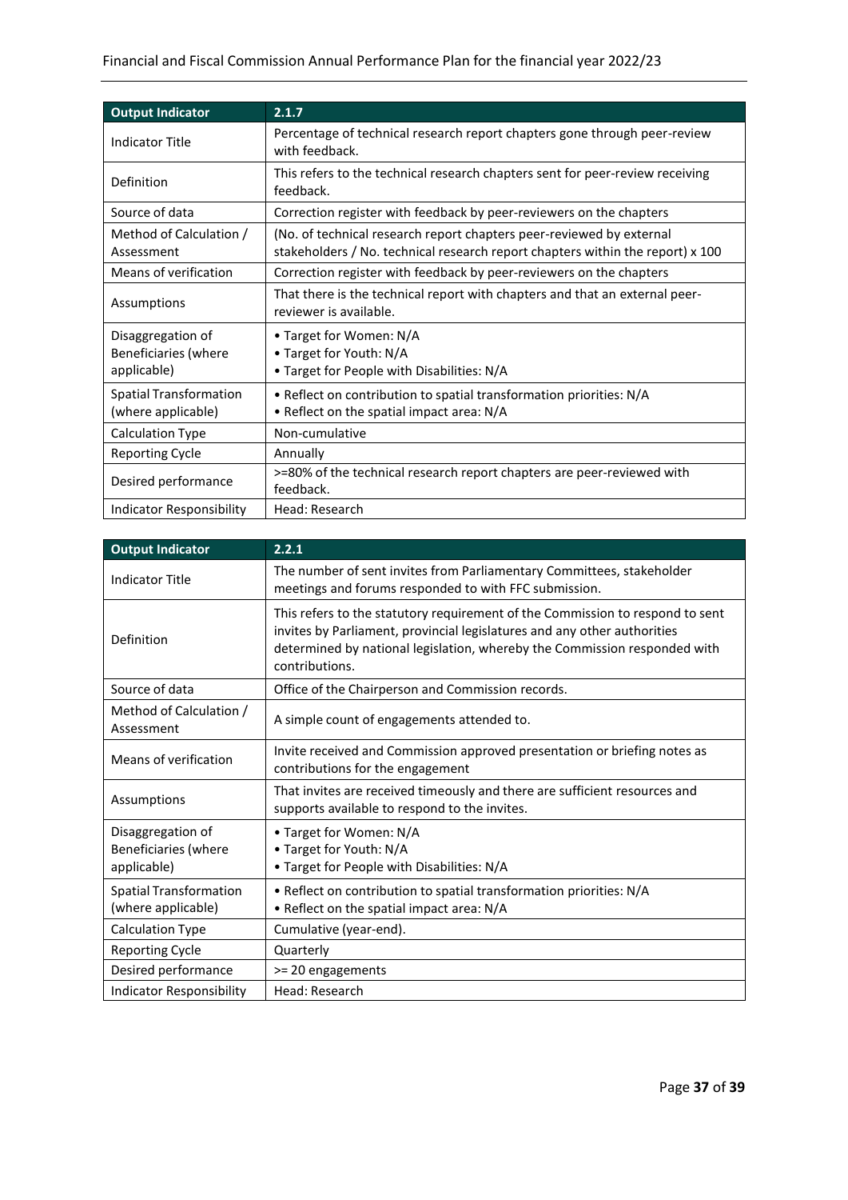| Output Indicator | 2.1.7 |
|---|---|
| Indicator Title | Percentage of technical research report chapters gone through peer-review with feedback. |
| Definition | This refers to the technical research chapters sent for peer-review receiving feedback. |
| Source of data | Correction register with feedback by peer-reviewers on the chapters |
| Method of Calculation / Assessment | (No. of technical research report chapters peer-reviewed by external stakeholders / No. technical research report chapters within the report) x 100 |
| Means of verification | Correction register with feedback by peer-reviewers on the chapters |
| Assumptions | That there is the technical report with chapters and that an external peer-reviewer is available. |
| Disaggregation of Beneficiaries (where applicable) | • Target for Women: N/A<br>• Target for Youth: N/A<br>• Target for People with Disabilities: N/A |
| Spatial Transformation (where applicable) | • Reflect on contribution to spatial transformation priorities: N/A<br>• Reflect on the spatial impact area: N/A |
| Calculation Type | Non-cumulative |
| Reporting Cycle | Annually |
| Desired performance | >=80% of the technical research report chapters are peer-reviewed with feedback. |
| Indicator Responsibility | Head: Research |

| Output Indicator | 2.2.1 |
|---|---|
| Indicator Title | The number of sent invites from Parliamentary Committees, stakeholder meetings and forums responded to with FFC submission. |
| Definition | This refers to the statutory requirement of the Commission to respond to sent invites by Parliament, provincial legislatures and any other authorities determined by national legislation, whereby the Commission responded with contributions. |
| Source of data | Office of the Chairperson and Commission records. |
| Method of Calculation / Assessment | A simple count of engagements attended to. |
| Means of verification | Invite received and Commission approved presentation or briefing notes as contributions for the engagement |
| Assumptions | That invites are received timeously and there are sufficient resources and supports available to respond to the invites. |
| Disaggregation of Beneficiaries (where applicable) | • Target for Women: N/A<br>• Target for Youth: N/A<br>• Target for People with Disabilities: N/A |
| Spatial Transformation (where applicable) | • Reflect on contribution to spatial transformation priorities: N/A<br>• Reflect on the spatial impact area: N/A |
| Calculation Type | Cumulative (year-end). |
| Reporting Cycle | Quarterly |
| Desired performance | >= 20 engagements |
| Indicator Responsibility | Head: Research |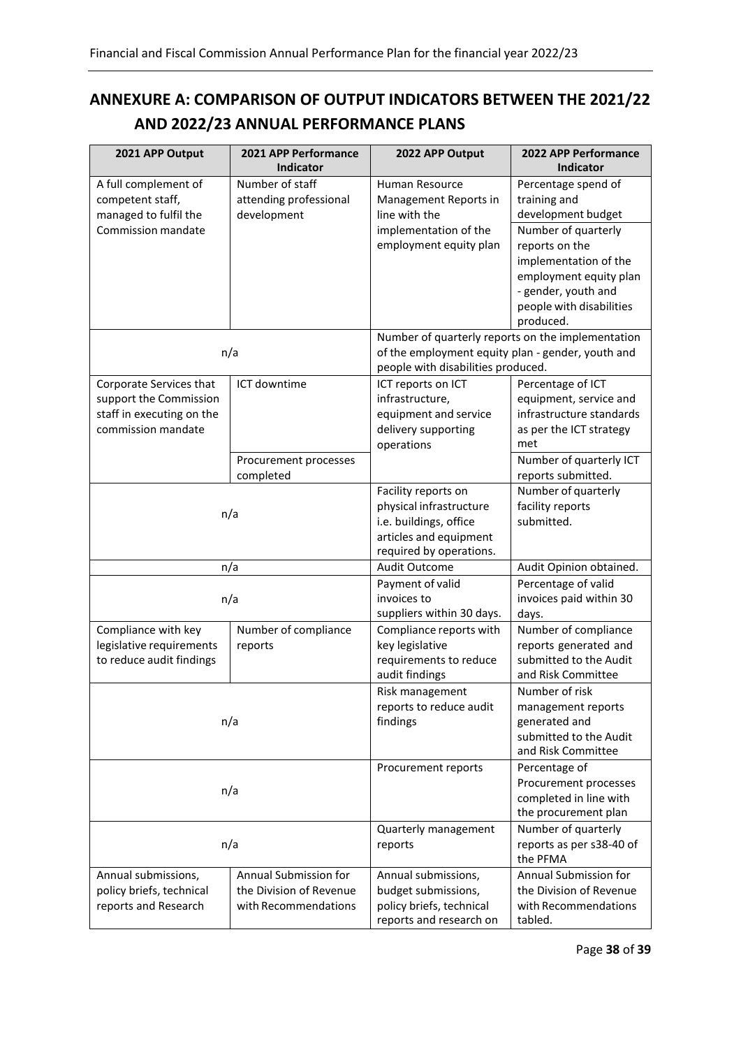## ANNEXURE A: COMPARISON OF OUTPUT INDICATORS BETWEEN THE 2021/22 AND 2022/23 ANNUAL PERFORMANCE PLANS

| 2021 APP Output | 2021 APP Performance Indicator | 2022 APP Output | 2022 APP Performance Indicator |
|---|---|---|---|
| A full complement of competent staff, managed to fulfil the Commission mandate | Number of staff attending professional development | Human Resource Management Reports in line with the implementation of the employment equity plan | Percentage spend of training and development budget |
| | | | Number of quarterly reports on the implementation of the employment equity plan - gender, youth and people with disabilities produced. |
| n/a | | Number of quarterly reports on the implementation of the employment equity plan - gender, youth and people with disabilities produced. | |
| Corporate Services that support the Commission staff in executing on the commission mandate | ICT downtime | ICT reports on ICT infrastructure, equipment and service delivery supporting operations | Percentage of ICT equipment, service and infrastructure standards as per the ICT strategy met |
| | Procurement processes completed | | Number of quarterly ICT reports submitted. |
| n/a | | Facility reports on physical infrastructure i.e. buildings, office articles and equipment required by operations. | Number of quarterly facility reports submitted. |
| n/a | | Audit Outcome | Audit Opinion obtained. |
| n/a | | Payment of valid invoices to suppliers within 30 days. | Percentage of valid invoices paid within 30 days. |
| Compliance with key legislative requirements to reduce audit findings | Number of compliance reports | Compliance reports with key legislative requirements to reduce audit findings | Number of compliance reports generated and submitted to the Audit and Risk Committee |
| n/a | | Risk management reports to reduce audit findings | Number of risk management reports generated and submitted to the Audit and Risk Committee |
| n/a | | Procurement reports | Percentage of Procurement processes completed in line with the procurement plan |
| n/a | | Quarterly management reports | Number of quarterly reports as per s38-40 of the PFMA |
| Annual submissions, policy briefs, technical reports and Research | Annual Submission for the Division of Revenue with Recommendations | Annual submissions, budget submissions, policy briefs, technical reports and research on | Annual Submission for the Division of Revenue with Recommendations tabled. |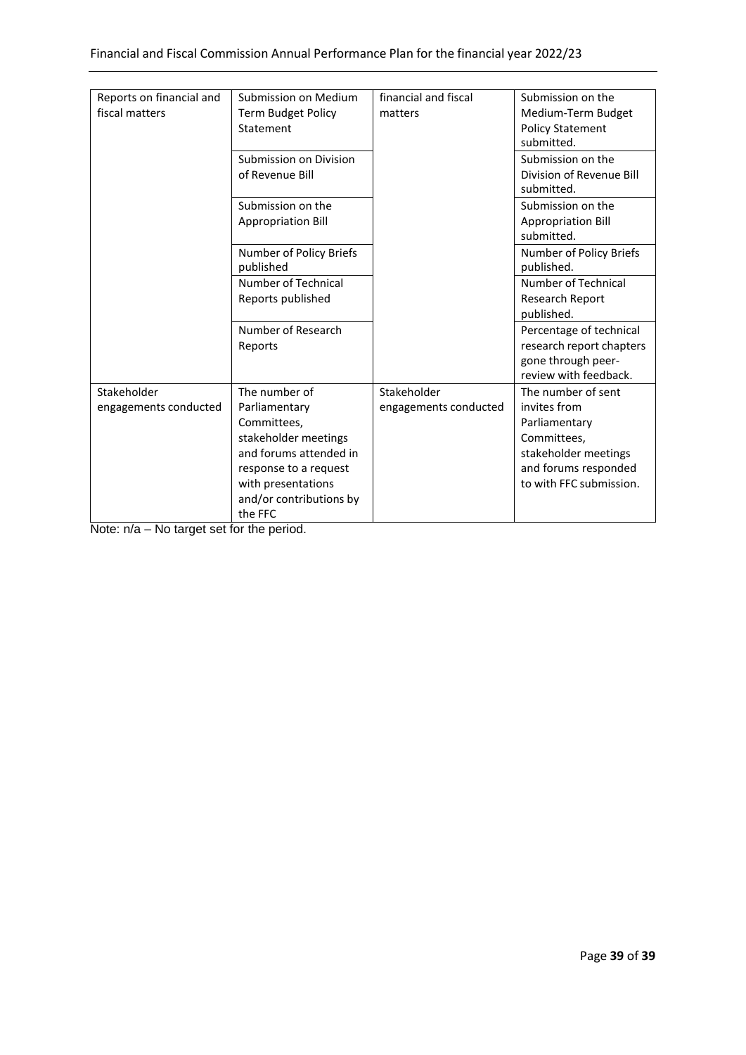| | | | |
|---|---|---|---|
| Reports on financial and fiscal matters | Submission on Medium Term Budget Policy Statement | financial and fiscal matters | Submission on the Medium-Term Budget Policy Statement submitted. |
| | Submission on Division of Revenue Bill | | Submission on the Division of Revenue Bill submitted. |
| | Submission on the Appropriation Bill | | Submission on the Appropriation Bill submitted. |
| | Number of Policy Briefs published | | Number of Policy Briefs published. |
| | Number of Technical Reports published | | Number of Technical Research Report published. |
| | Number of Research Reports | | Percentage of technical research report chapters gone through peer-review with feedback. |
| Stakeholder engagements conducted | The number of Parliamentary Committees, stakeholder meetings and forums attended in response to a request with presentations and/or contributions by the FFC | Stakeholder engagements conducted | The number of sent invites from Parliamentary Committees, stakeholder meetings and forums responded to with FFC submission. |

Note: n/a – No target set for the period.